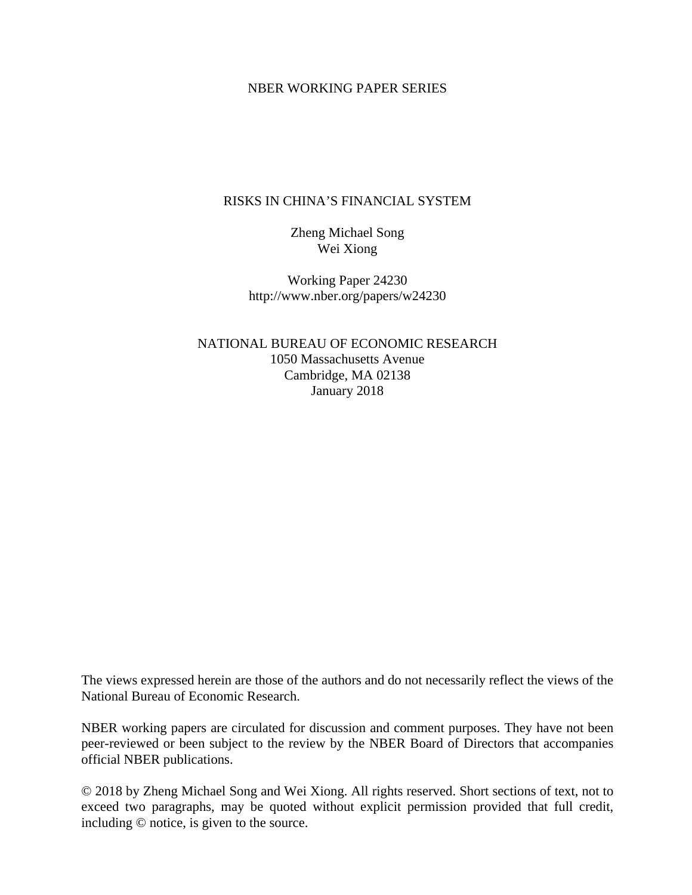NBER WORKING PAPER SERIES

# RISKS IN CHINA'S FINANCIAL SYSTEM

Zheng Michael Song
Wei Xiong

Working Paper 24230
http://www.nber.org/papers/w24230

NATIONAL BUREAU OF ECONOMIC RESEARCH
1050 Massachusetts Avenue
Cambridge, MA 02138
January 2018

The views expressed herein are those of the authors and do not necessarily reflect the views of the National Bureau of Economic Research.

NBER working papers are circulated for discussion and comment purposes. They have not been peer-reviewed or been subject to the review by the NBER Board of Directors that accompanies official NBER publications.

© 2018 by Zheng Michael Song and Wei Xiong. All rights reserved. Short sections of text, not to exceed two paragraphs, may be quoted without explicit permission provided that full credit, including © notice, is given to the source.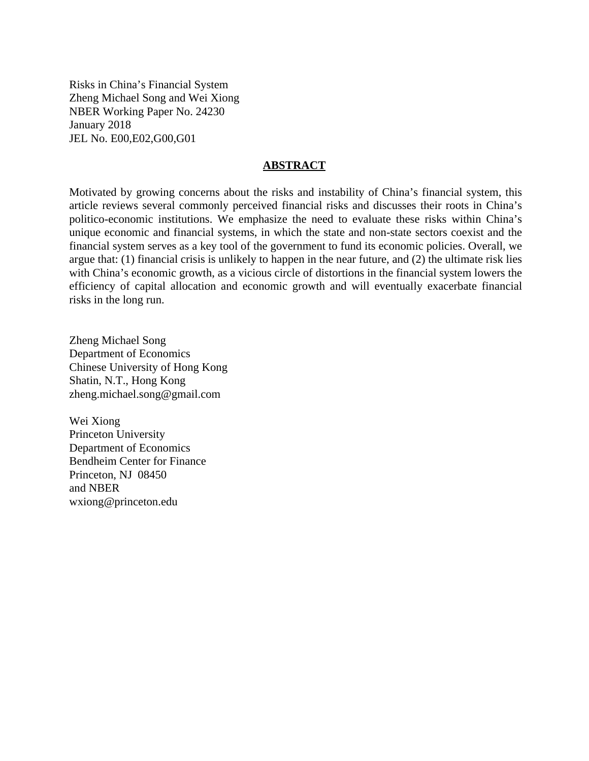Risks in China's Financial System
Zheng Michael Song and Wei Xiong
NBER Working Paper No. 24230
January 2018
JEL No. E00,E02,G00,G01

## ABSTRACT

Motivated by growing concerns about the risks and instability of China's financial system, this article reviews several commonly perceived financial risks and discusses their roots in China's politico-economic institutions. We emphasize the need to evaluate these risks within China's unique economic and financial systems, in which the state and non-state sectors coexist and the financial system serves as a key tool of the government to fund its economic policies. Overall, we argue that: (1) financial crisis is unlikely to happen in the near future, and (2) the ultimate risk lies with China's economic growth, as a vicious circle of distortions in the financial system lowers the efficiency of capital allocation and economic growth and will eventually exacerbate financial risks in the long run.

Zheng Michael Song
Department of Economics
Chinese University of Hong Kong
Shatin, N.T., Hong Kong
zheng.michael.song@gmail.com

Wei Xiong
Princeton University
Department of Economics
Bendheim Center for Finance
Princeton, NJ 08450
and NBER
wxiong@princeton.edu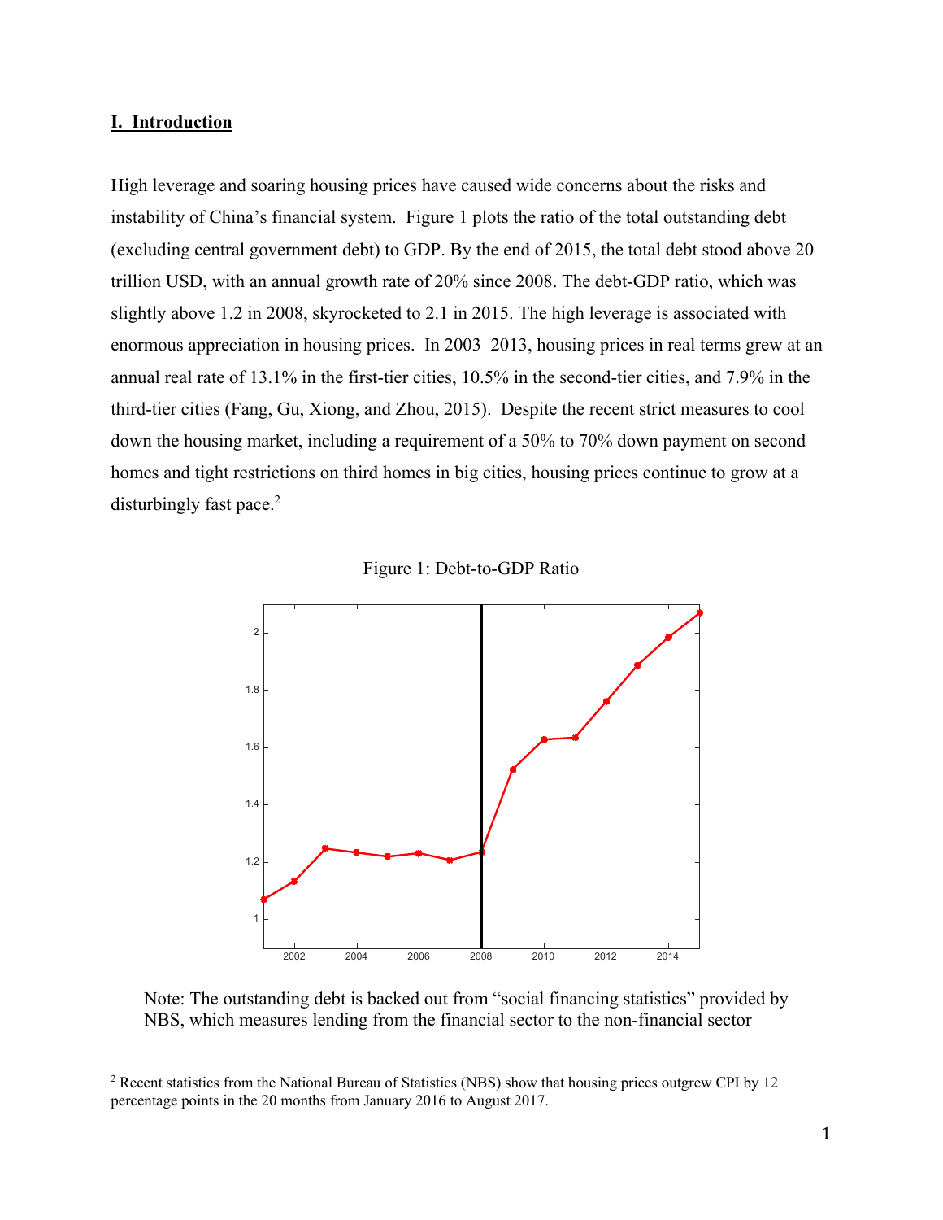## I. Introduction

High leverage and soaring housing prices have caused wide concerns about the risks and instability of China's financial system. Figure 1 plots the ratio of the total outstanding debt (excluding central government debt) to GDP. By the end of 2015, the total debt stood above 20 trillion USD, with an annual growth rate of 20% since 2008. The debt-GDP ratio, which was slightly above 1.2 in 2008, skyrocketed to 2.1 in 2015. The high leverage is associated with enormous appreciation in housing prices. In 2003–2013, housing prices in real terms grew at an annual real rate of 13.1% in the first-tier cities, 10.5% in the second-tier cities, and 7.9% in the third-tier cities (Fang, Gu, Xiong, and Zhou, 2015). Despite the recent strict measures to cool down the housing market, including a requirement of a 50% to 70% down payment on second homes and tight restrictions on third homes in big cities, housing prices continue to grow at a disturbingly fast pace.[2]

Figure 1: Debt-to-GDP Ratio

Note: The outstanding debt is backed out from "social financing statistics" provided by NBS, which measures lending from the financial sector to the non-financial sector

[2] Recent statistics from the National Bureau of Statistics (NBS) show that housing prices outgrew CPI by 12 percentage points in the 20 months from January 2016 to August 2017.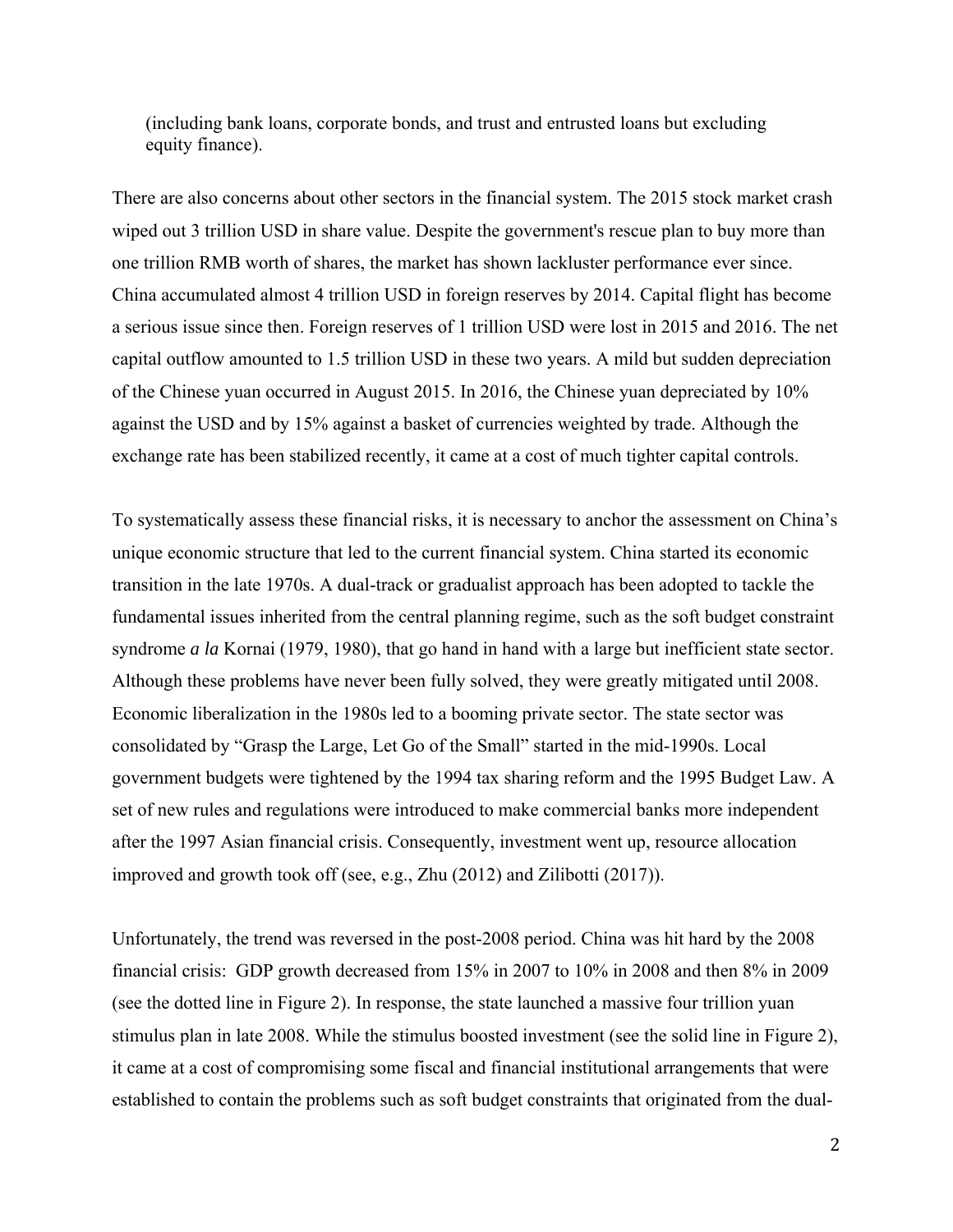(including bank loans, corporate bonds, and trust and entrusted loans but excluding equity finance).

There are also concerns about other sectors in the financial system. The 2015 stock market crash wiped out 3 trillion USD in share value. Despite the government's rescue plan to buy more than one trillion RMB worth of shares, the market has shown lackluster performance ever since. China accumulated almost 4 trillion USD in foreign reserves by 2014. Capital flight has become a serious issue since then. Foreign reserves of 1 trillion USD were lost in 2015 and 2016. The net capital outflow amounted to 1.5 trillion USD in these two years. A mild but sudden depreciation of the Chinese yuan occurred in August 2015. In 2016, the Chinese yuan depreciated by 10% against the USD and by 15% against a basket of currencies weighted by trade. Although the exchange rate has been stabilized recently, it came at a cost of much tighter capital controls.

To systematically assess these financial risks, it is necessary to anchor the assessment on China's unique economic structure that led to the current financial system. China started its economic transition in the late 1970s. A dual-track or gradualist approach has been adopted to tackle the fundamental issues inherited from the central planning regime, such as the soft budget constraint syndrome *a la* Kornai (1979, 1980), that go hand in hand with a large but inefficient state sector. Although these problems have never been fully solved, they were greatly mitigated until 2008. Economic liberalization in the 1980s led to a booming private sector. The state sector was consolidated by "Grasp the Large, Let Go of the Small" started in the mid-1990s. Local government budgets were tightened by the 1994 tax sharing reform and the 1995 Budget Law. A set of new rules and regulations were introduced to make commercial banks more independent after the 1997 Asian financial crisis. Consequently, investment went up, resource allocation improved and growth took off (see, e.g., Zhu (2012) and Zilibotti (2017)).

Unfortunately, the trend was reversed in the post-2008 period. China was hit hard by the 2008 financial crisis: GDP growth decreased from 15% in 2007 to 10% in 2008 and then 8% in 2009 (see the dotted line in Figure 2). In response, the state launched a massive four trillion yuan stimulus plan in late 2008. While the stimulus boosted investment (see the solid line in Figure 2), it came at a cost of compromising some fiscal and financial institutional arrangements that were established to contain the problems such as soft budget constraints that originated from the dual-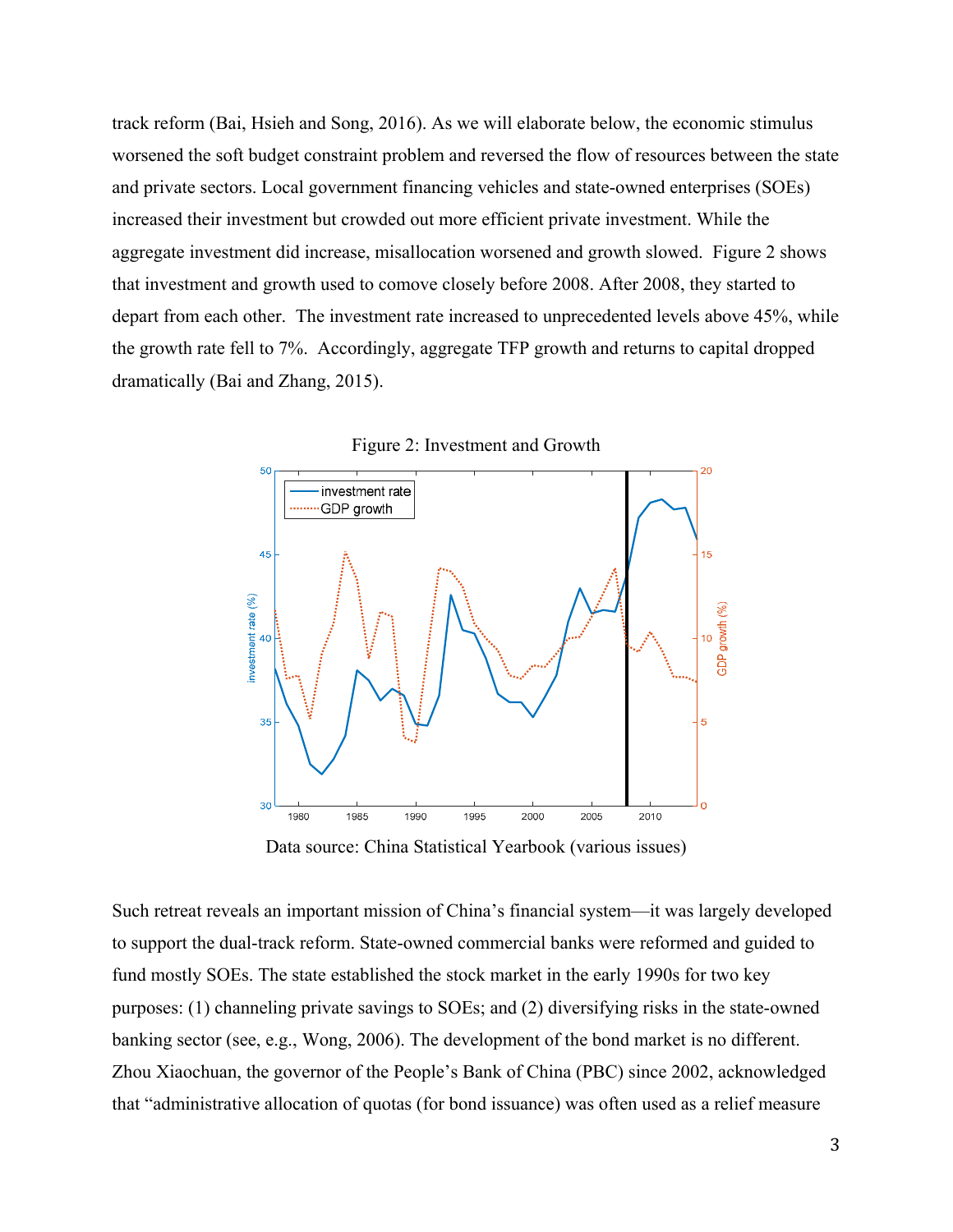track reform (Bai, Hsieh and Song, 2016). As we will elaborate below, the economic stimulus worsened the soft budget constraint problem and reversed the flow of resources between the state and private sectors. Local government financing vehicles and state-owned enterprises (SOEs) increased their investment but crowded out more efficient private investment. While the aggregate investment did increase, misallocation worsened and growth slowed. Figure 2 shows that investment and growth used to comove closely before 2008. After 2008, they started to depart from each other. The investment rate increased to unprecedented levels above 45%, while the growth rate fell to 7%. Accordingly, aggregate TFP growth and returns to capital dropped dramatically (Bai and Zhang, 2015).

Figure 2: Investment and Growth

Data source: China Statistical Yearbook (various issues)

Such retreat reveals an important mission of China's financial system—it was largely developed to support the dual-track reform. State-owned commercial banks were reformed and guided to fund mostly SOEs. The state established the stock market in the early 1990s for two key purposes: (1) channeling private savings to SOEs; and (2) diversifying risks in the state-owned banking sector (see, e.g., Wong, 2006). The development of the bond market is no different. Zhou Xiaochuan, the governor of the People's Bank of China (PBC) since 2002, acknowledged that "administrative allocation of quotas (for bond issuance) was often used as a relief measure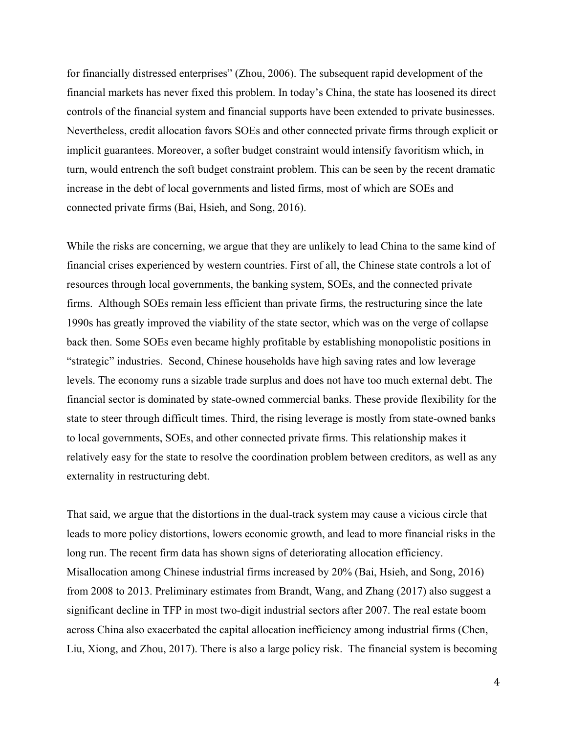for financially distressed enterprises" (Zhou, 2006). The subsequent rapid development of the financial markets has never fixed this problem. In today's China, the state has loosened its direct controls of the financial system and financial supports have been extended to private businesses. Nevertheless, credit allocation favors SOEs and other connected private firms through explicit or implicit guarantees. Moreover, a softer budget constraint would intensify favoritism which, in turn, would entrench the soft budget constraint problem. This can be seen by the recent dramatic increase in the debt of local governments and listed firms, most of which are SOEs and connected private firms (Bai, Hsieh, and Song, 2016).

While the risks are concerning, we argue that they are unlikely to lead China to the same kind of financial crises experienced by western countries. First of all, the Chinese state controls a lot of resources through local governments, the banking system, SOEs, and the connected private firms. Although SOEs remain less efficient than private firms, the restructuring since the late 1990s has greatly improved the viability of the state sector, which was on the verge of collapse back then. Some SOEs even became highly profitable by establishing monopolistic positions in "strategic" industries. Second, Chinese households have high saving rates and low leverage levels. The economy runs a sizable trade surplus and does not have too much external debt. The financial sector is dominated by state-owned commercial banks. These provide flexibility for the state to steer through difficult times. Third, the rising leverage is mostly from state-owned banks to local governments, SOEs, and other connected private firms. This relationship makes it relatively easy for the state to resolve the coordination problem between creditors, as well as any externality in restructuring debt.

That said, we argue that the distortions in the dual-track system may cause a vicious circle that leads to more policy distortions, lowers economic growth, and lead to more financial risks in the long run. The recent firm data has shown signs of deteriorating allocation efficiency. Misallocation among Chinese industrial firms increased by 20% (Bai, Hsieh, and Song, 2016) from 2008 to 2013. Preliminary estimates from Brandt, Wang, and Zhang (2017) also suggest a significant decline in TFP in most two-digit industrial sectors after 2007. The real estate boom across China also exacerbated the capital allocation inefficiency among industrial firms (Chen, Liu, Xiong, and Zhou, 2017). There is also a large policy risk. The financial system is becoming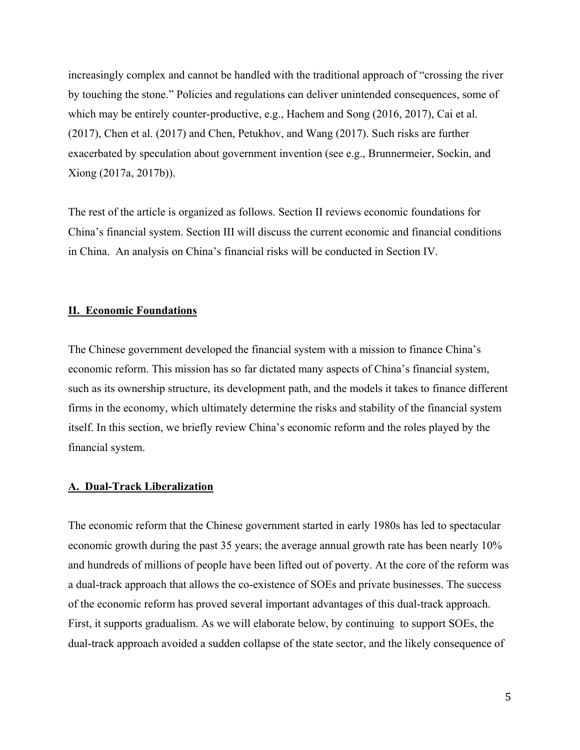increasingly complex and cannot be handled with the traditional approach of "crossing the river by touching the stone." Policies and regulations can deliver unintended consequences, some of which may be entirely counter-productive, e.g., Hachem and Song (2016, 2017), Cai et al. (2017), Chen et al. (2017) and Chen, Petukhov, and Wang (2017). Such risks are further exacerbated by speculation about government invention (see e.g., Brunnermeier, Sockin, and Xiong (2017a, 2017b)).

The rest of the article is organized as follows. Section II reviews economic foundations for China's financial system. Section III will discuss the current economic and financial conditions in China. An analysis on China's financial risks will be conducted in Section IV.

## II. Economic Foundations

The Chinese government developed the financial system with a mission to finance China's economic reform. This mission has so far dictated many aspects of China's financial system, such as its ownership structure, its development path, and the models it takes to finance different firms in the economy, which ultimately determine the risks and stability of the financial system itself. In this section, we briefly review China's economic reform and the roles played by the financial system.

### A. Dual-Track Liberalization

The economic reform that the Chinese government started in early 1980s has led to spectacular economic growth during the past 35 years; the average annual growth rate has been nearly 10% and hundreds of millions of people have been lifted out of poverty. At the core of the reform was a dual-track approach that allows the co-existence of SOEs and private businesses. The success of the economic reform has proved several important advantages of this dual-track approach. First, it supports gradualism. As we will elaborate below, by continuing to support SOEs, the dual-track approach avoided a sudden collapse of the state sector, and the likely consequence of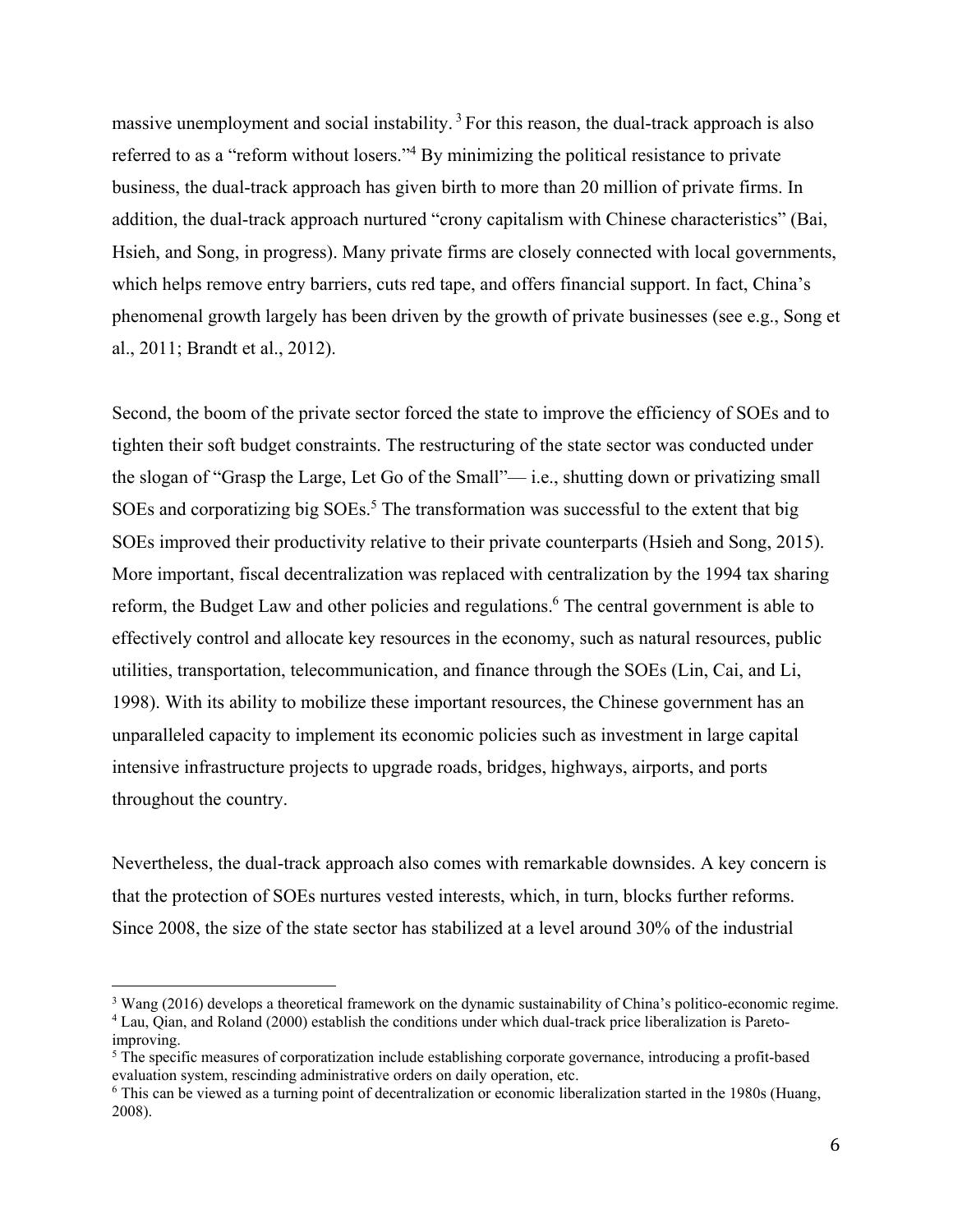massive unemployment and social instability.[3] For this reason, the dual-track approach is also referred to as a "reform without losers."[4] By minimizing the political resistance to private business, the dual-track approach has given birth to more than 20 million of private firms. In addition, the dual-track approach nurtured "crony capitalism with Chinese characteristics" (Bai, Hsieh, and Song, in progress). Many private firms are closely connected with local governments, which helps remove entry barriers, cuts red tape, and offers financial support. In fact, China's phenomenal growth largely has been driven by the growth of private businesses (see e.g., Song et al., 2011; Brandt et al., 2012).

Second, the boom of the private sector forced the state to improve the efficiency of SOEs and to tighten their soft budget constraints. The restructuring of the state sector was conducted under the slogan of "Grasp the Large, Let Go of the Small"— i.e., shutting down or privatizing small SOEs and corporatizing big SOEs.[5] The transformation was successful to the extent that big SOEs improved their productivity relative to their private counterparts (Hsieh and Song, 2015). More important, fiscal decentralization was replaced with centralization by the 1994 tax sharing reform, the Budget Law and other policies and regulations.[6] The central government is able to effectively control and allocate key resources in the economy, such as natural resources, public utilities, transportation, telecommunication, and finance through the SOEs (Lin, Cai, and Li, 1998). With its ability to mobilize these important resources, the Chinese government has an unparalleled capacity to implement its economic policies such as investment in large capital intensive infrastructure projects to upgrade roads, bridges, highways, airports, and ports throughout the country.

Nevertheless, the dual-track approach also comes with remarkable downsides. A key concern is that the protection of SOEs nurtures vested interests, which, in turn, blocks further reforms. Since 2008, the size of the state sector has stabilized at a level around 30% of the industrial

---

[3] Wang (2016) develops a theoretical framework on the dynamic sustainability of China's politico-economic regime.

[4] Lau, Qian, and Roland (2000) establish the conditions under which dual-track price liberalization is Pareto-improving.

[5] The specific measures of corporatization include establishing corporate governance, introducing a profit-based evaluation system, rescinding administrative orders on daily operation, etc.

[6] This can be viewed as a turning point of decentralization or economic liberalization started in the 1980s (Huang, 2008).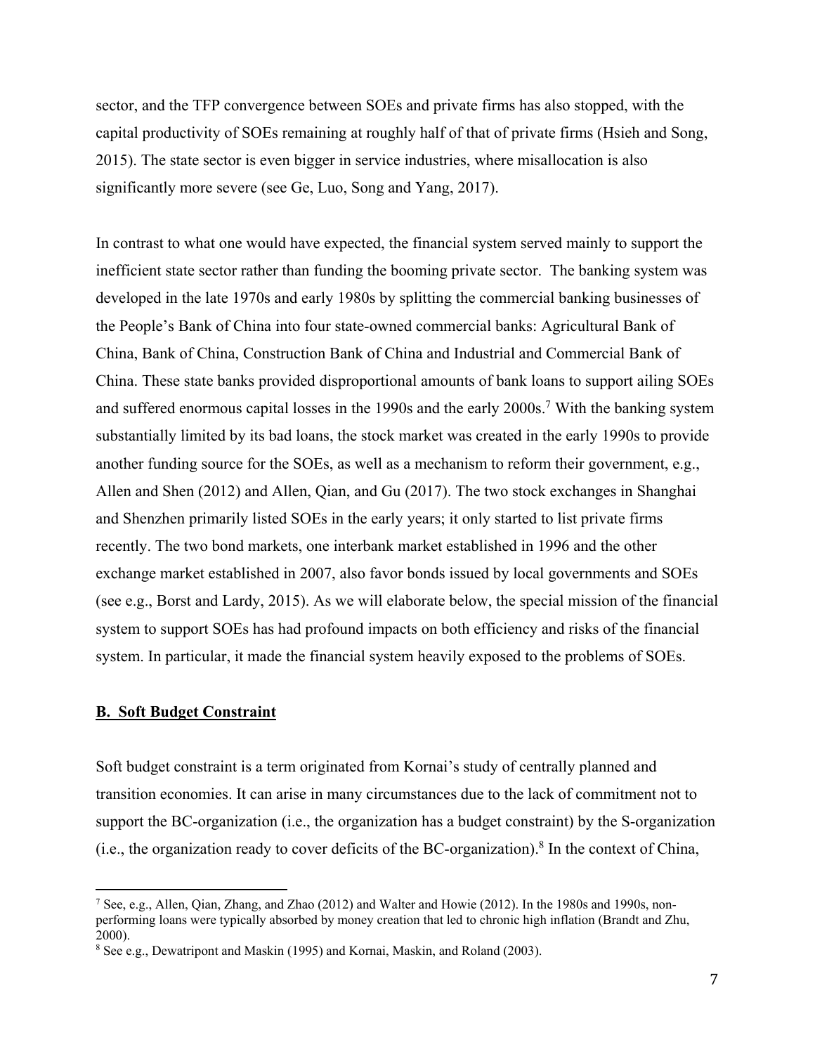sector, and the TFP convergence between SOEs and private firms has also stopped, with the capital productivity of SOEs remaining at roughly half of that of private firms (Hsieh and Song, 2015). The state sector is even bigger in service industries, where misallocation is also significantly more severe (see Ge, Luo, Song and Yang, 2017).

In contrast to what one would have expected, the financial system served mainly to support the inefficient state sector rather than funding the booming private sector. The banking system was developed in the late 1970s and early 1980s by splitting the commercial banking businesses of the People's Bank of China into four state-owned commercial banks: Agricultural Bank of China, Bank of China, Construction Bank of China and Industrial and Commercial Bank of China. These state banks provided disproportional amounts of bank loans to support ailing SOEs and suffered enormous capital losses in the 1990s and the early 2000s.[7] With the banking system substantially limited by its bad loans, the stock market was created in the early 1990s to provide another funding source for the SOEs, as well as a mechanism to reform their government, e.g., Allen and Shen (2012) and Allen, Qian, and Gu (2017). The two stock exchanges in Shanghai and Shenzhen primarily listed SOEs in the early years; it only started to list private firms recently. The two bond markets, one interbank market established in 1996 and the other exchange market established in 2007, also favor bonds issued by local governments and SOEs (see e.g., Borst and Lardy, 2015). As we will elaborate below, the special mission of the financial system to support SOEs has had profound impacts on both efficiency and risks of the financial system. In particular, it made the financial system heavily exposed to the problems of SOEs.

### B. Soft Budget Constraint

Soft budget constraint is a term originated from Kornai's study of centrally planned and transition economies. It can arise in many circumstances due to the lack of commitment not to support the BC-organization (i.e., the organization has a budget constraint) by the S-organization (i.e., the organization ready to cover deficits of the BC-organization).[8] In the context of China,

[7] See, e.g., Allen, Qian, Zhang, and Zhao (2012) and Walter and Howie (2012). In the 1980s and 1990s, non-performing loans were typically absorbed by money creation that led to chronic high inflation (Brandt and Zhu, 2000).

[8] See e.g., Dewatripont and Maskin (1995) and Kornai, Maskin, and Roland (2003).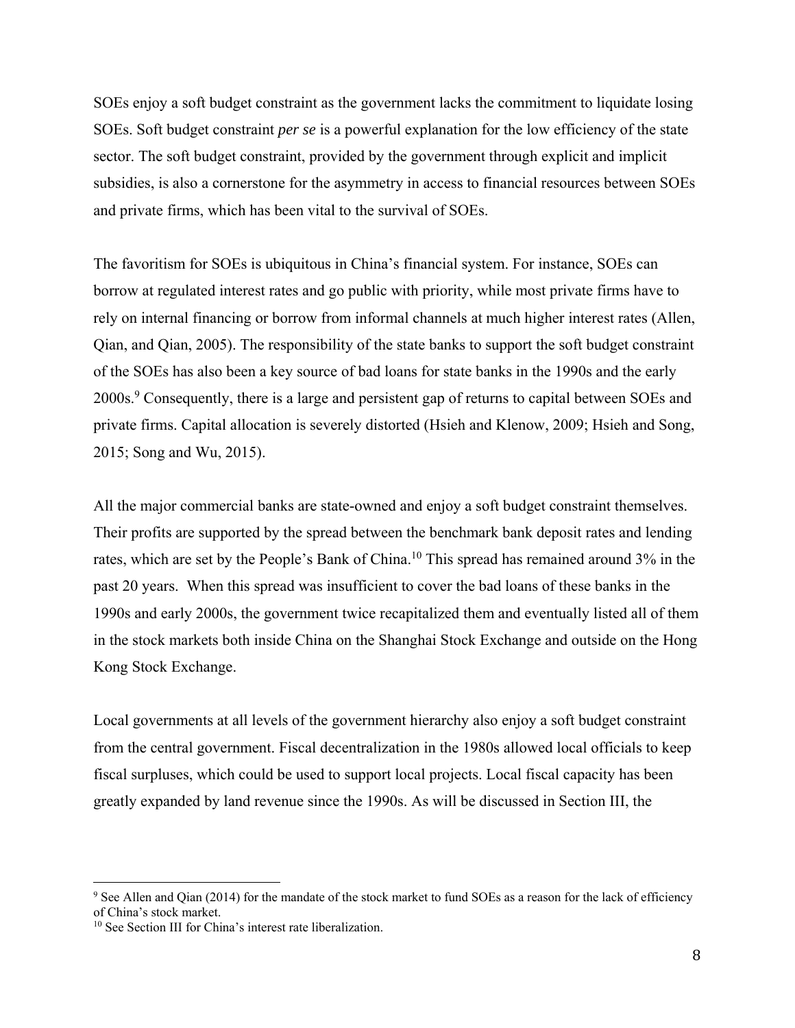SOEs enjoy a soft budget constraint as the government lacks the commitment to liquidate losing SOEs. Soft budget constraint *per se* is a powerful explanation for the low efficiency of the state sector. The soft budget constraint, provided by the government through explicit and implicit subsidies, is also a cornerstone for the asymmetry in access to financial resources between SOEs and private firms, which has been vital to the survival of SOEs.

The favoritism for SOEs is ubiquitous in China's financial system. For instance, SOEs can borrow at regulated interest rates and go public with priority, while most private firms have to rely on internal financing or borrow from informal channels at much higher interest rates (Allen, Qian, and Qian, 2005). The responsibility of the state banks to support the soft budget constraint of the SOEs has also been a key source of bad loans for state banks in the 1990s and the early 2000s.[9] Consequently, there is a large and persistent gap of returns to capital between SOEs and private firms. Capital allocation is severely distorted (Hsieh and Klenow, 2009; Hsieh and Song, 2015; Song and Wu, 2015).

All the major commercial banks are state-owned and enjoy a soft budget constraint themselves. Their profits are supported by the spread between the benchmark bank deposit rates and lending rates, which are set by the People's Bank of China.[10] This spread has remained around 3% in the past 20 years. When this spread was insufficient to cover the bad loans of these banks in the 1990s and early 2000s, the government twice recapitalized them and eventually listed all of them in the stock markets both inside China on the Shanghai Stock Exchange and outside on the Hong Kong Stock Exchange.

Local governments at all levels of the government hierarchy also enjoy a soft budget constraint from the central government. Fiscal decentralization in the 1980s allowed local officials to keep fiscal surpluses, which could be used to support local projects. Local fiscal capacity has been greatly expanded by land revenue since the 1990s. As will be discussed in Section III, the

---

[9] See Allen and Qian (2014) for the mandate of the stock market to fund SOEs as a reason for the lack of efficiency of China's stock market.

[10] See Section III for China's interest rate liberalization.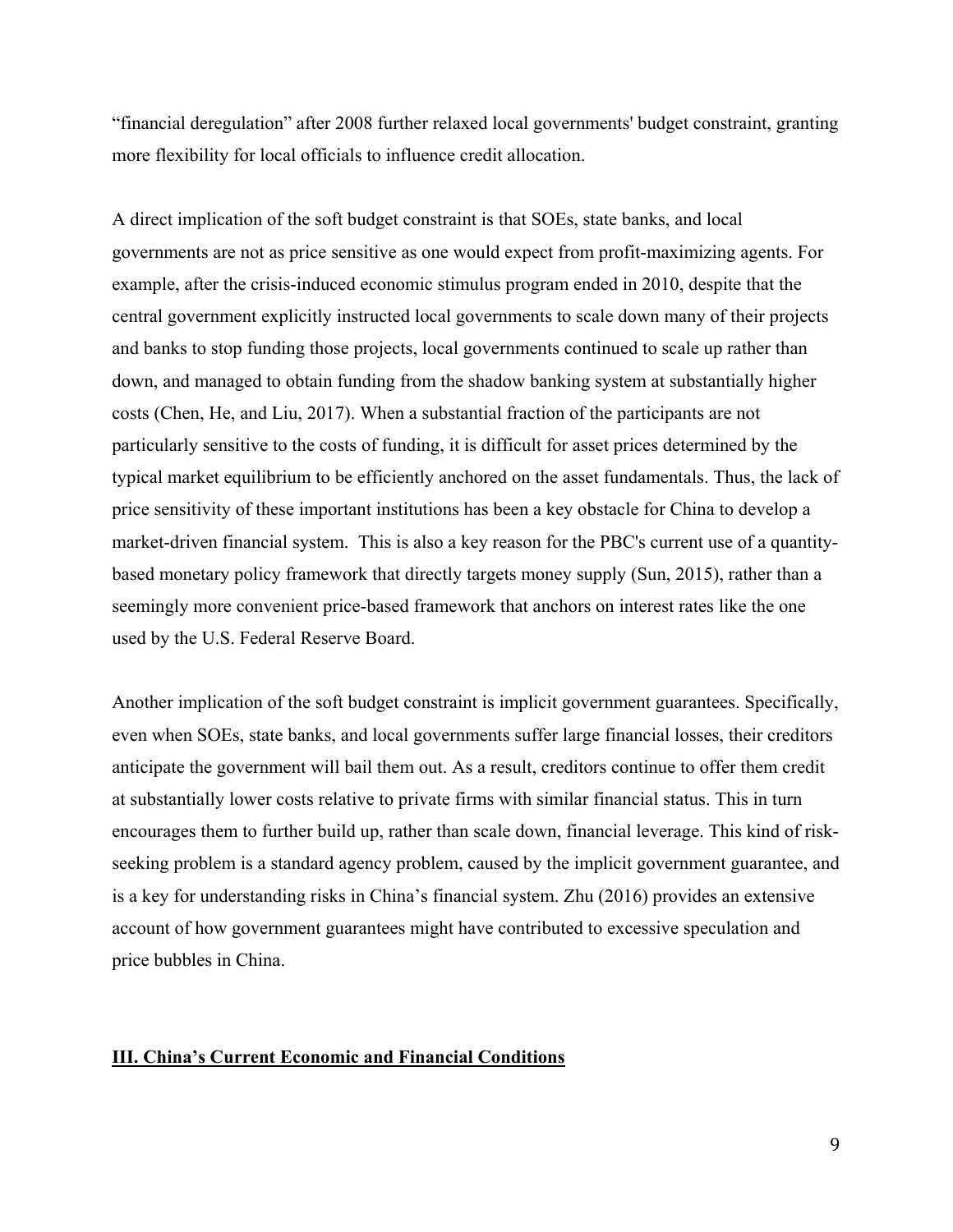"financial deregulation" after 2008 further relaxed local governments' budget constraint, granting more flexibility for local officials to influence credit allocation.

A direct implication of the soft budget constraint is that SOEs, state banks, and local governments are not as price sensitive as one would expect from profit-maximizing agents. For example, after the crisis-induced economic stimulus program ended in 2010, despite that the central government explicitly instructed local governments to scale down many of their projects and banks to stop funding those projects, local governments continued to scale up rather than down, and managed to obtain funding from the shadow banking system at substantially higher costs (Chen, He, and Liu, 2017). When a substantial fraction of the participants are not particularly sensitive to the costs of funding, it is difficult for asset prices determined by the typical market equilibrium to be efficiently anchored on the asset fundamentals. Thus, the lack of price sensitivity of these important institutions has been a key obstacle for China to develop a market-driven financial system. This is also a key reason for the PBC's current use of a quantity-based monetary policy framework that directly targets money supply (Sun, 2015), rather than a seemingly more convenient price-based framework that anchors on interest rates like the one used by the U.S. Federal Reserve Board.

Another implication of the soft budget constraint is implicit government guarantees. Specifically, even when SOEs, state banks, and local governments suffer large financial losses, their creditors anticipate the government will bail them out. As a result, creditors continue to offer them credit at substantially lower costs relative to private firms with similar financial status. This in turn encourages them to further build up, rather than scale down, financial leverage. This kind of risk-seeking problem is a standard agency problem, caused by the implicit government guarantee, and is a key for understanding risks in China's financial system. Zhu (2016) provides an extensive account of how government guarantees might have contributed to excessive speculation and price bubbles in China.

## III. China's Current Economic and Financial Conditions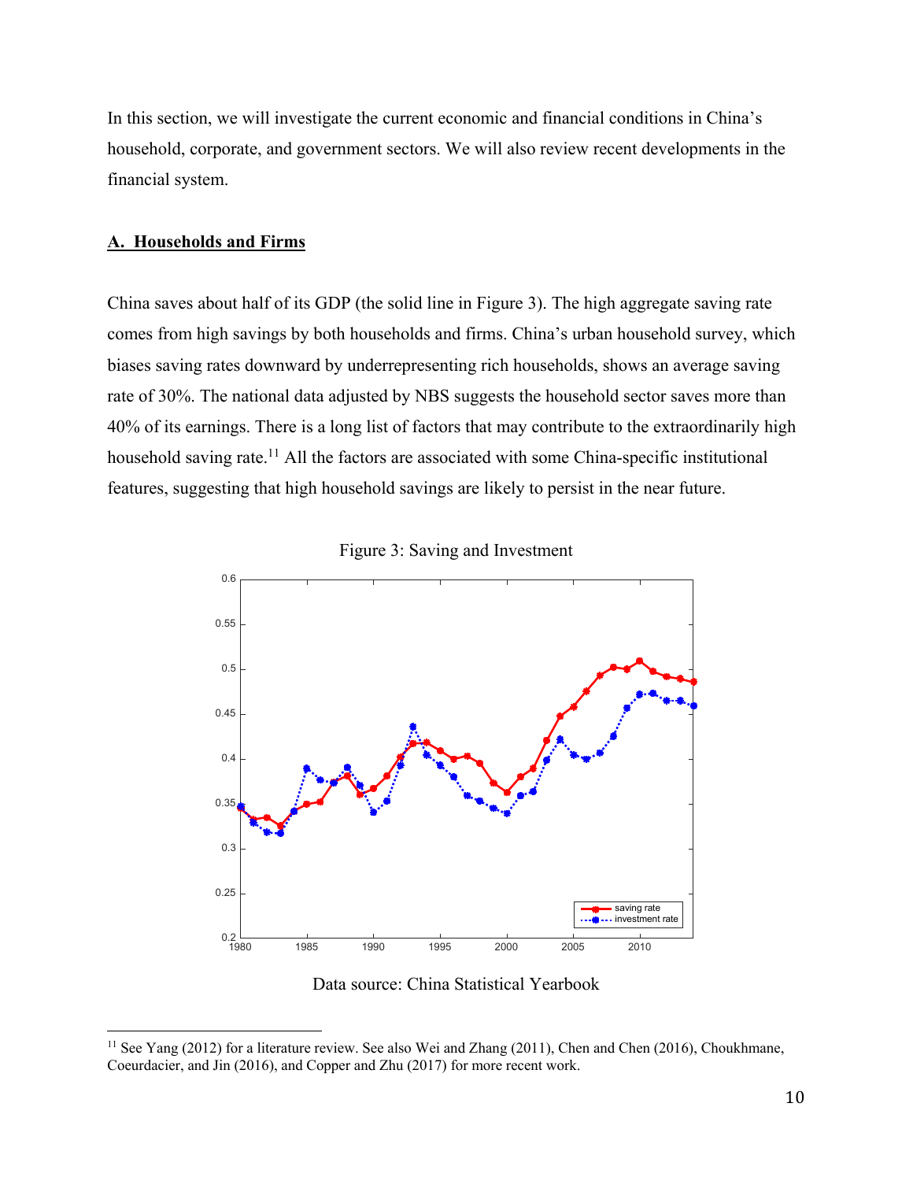In this section, we will investigate the current economic and financial conditions in China's household, corporate, and government sectors. We will also review recent developments in the financial system.

## A. Households and Firms

China saves about half of its GDP (the solid line in Figure 3). The high aggregate saving rate comes from high savings by both households and firms. China's urban household survey, which biases saving rates downward by underrepresenting rich households, shows an average saving rate of 30%. The national data adjusted by NBS suggests the household sector saves more than 40% of its earnings. There is a long list of factors that may contribute to the extraordinarily high household saving rate.[11] All the factors are associated with some China-specific institutional features, suggesting that high household savings are likely to persist in the near future.

Figure 3: Saving and Investment

Data source: China Statistical Yearbook

[11] See Yang (2012) for a literature review. See also Wei and Zhang (2011), Chen and Chen (2016), Choukhmane, Coeurdacier, and Jin (2016), and Copper and Zhu (2017) for more recent work.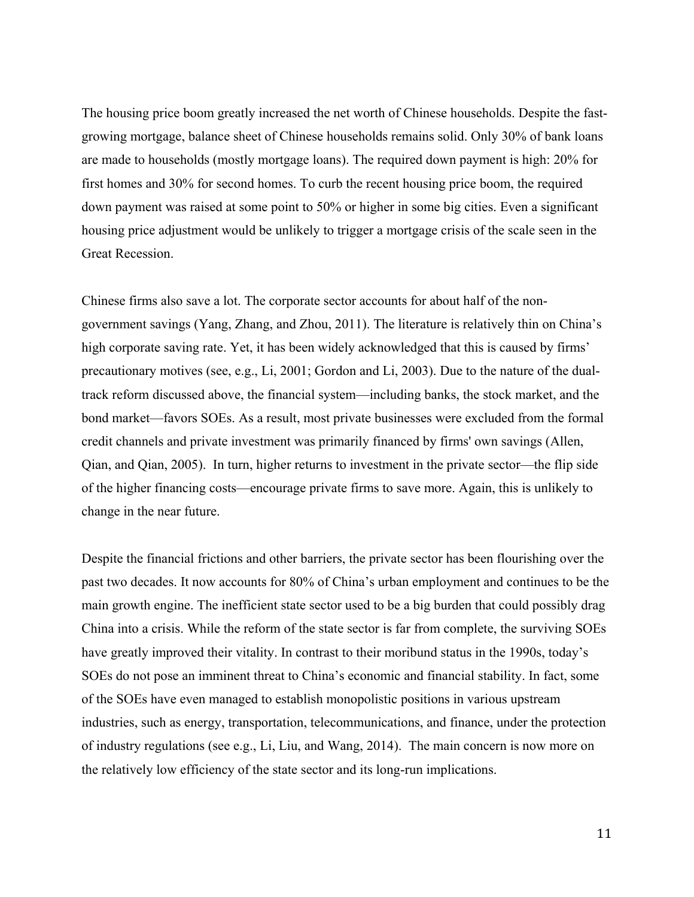The housing price boom greatly increased the net worth of Chinese households. Despite the fast-growing mortgage, balance sheet of Chinese households remains solid. Only 30% of bank loans are made to households (mostly mortgage loans). The required down payment is high: 20% for first homes and 30% for second homes. To curb the recent housing price boom, the required down payment was raised at some point to 50% or higher in some big cities. Even a significant housing price adjustment would be unlikely to trigger a mortgage crisis of the scale seen in the Great Recession.

Chinese firms also save a lot. The corporate sector accounts for about half of the non-government savings (Yang, Zhang, and Zhou, 2011). The literature is relatively thin on China's high corporate saving rate. Yet, it has been widely acknowledged that this is caused by firms' precautionary motives (see, e.g., Li, 2001; Gordon and Li, 2003). Due to the nature of the dual-track reform discussed above, the financial system—including banks, the stock market, and the bond market—favors SOEs. As a result, most private businesses were excluded from the formal credit channels and private investment was primarily financed by firms' own savings (Allen, Qian, and Qian, 2005). In turn, higher returns to investment in the private sector—the flip side of the higher financing costs—encourage private firms to save more. Again, this is unlikely to change in the near future.

Despite the financial frictions and other barriers, the private sector has been flourishing over the past two decades. It now accounts for 80% of China's urban employment and continues to be the main growth engine. The inefficient state sector used to be a big burden that could possibly drag China into a crisis. While the reform of the state sector is far from complete, the surviving SOEs have greatly improved their vitality. In contrast to their moribund status in the 1990s, today's SOEs do not pose an imminent threat to China's economic and financial stability. In fact, some of the SOEs have even managed to establish monopolistic positions in various upstream industries, such as energy, transportation, telecommunications, and finance, under the protection of industry regulations (see e.g., Li, Liu, and Wang, 2014). The main concern is now more on the relatively low efficiency of the state sector and its long-run implications.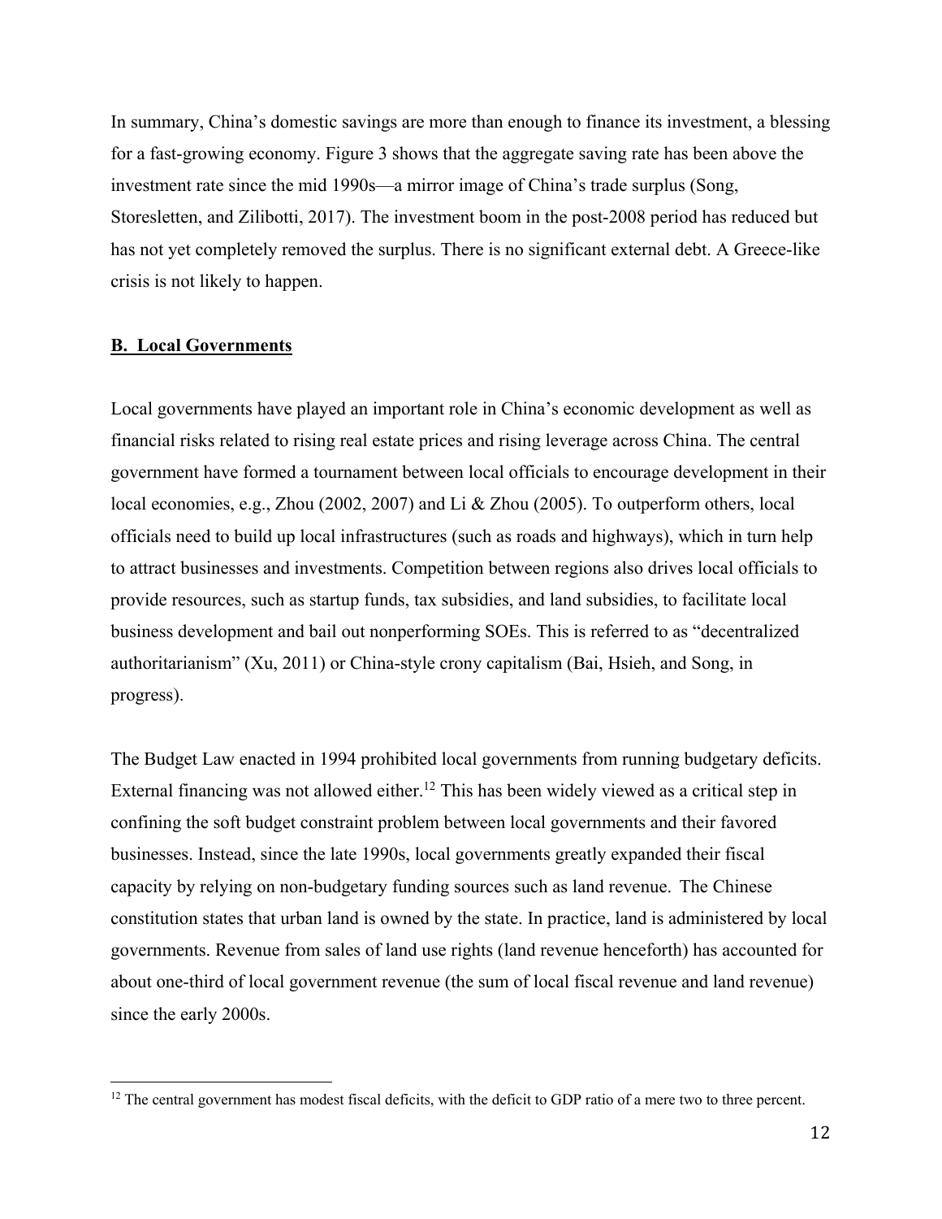In summary, China's domestic savings are more than enough to finance its investment, a blessing for a fast-growing economy. Figure 3 shows that the aggregate saving rate has been above the investment rate since the mid 1990s—a mirror image of China's trade surplus (Song, Storesletten, and Zilibotti, 2017). The investment boom in the post-2008 period has reduced but has not yet completely removed the surplus. There is no significant external debt. A Greece-like crisis is not likely to happen.

## B. Local Governments

Local governments have played an important role in China's economic development as well as financial risks related to rising real estate prices and rising leverage across China. The central government have formed a tournament between local officials to encourage development in their local economies, e.g., Zhou (2002, 2007) and Li & Zhou (2005). To outperform others, local officials need to build up local infrastructures (such as roads and highways), which in turn help to attract businesses and investments. Competition between regions also drives local officials to provide resources, such as startup funds, tax subsidies, and land subsidies, to facilitate local business development and bail out nonperforming SOEs. This is referred to as "decentralized authoritarianism" (Xu, 2011) or China-style crony capitalism (Bai, Hsieh, and Song, in progress).

The Budget Law enacted in 1994 prohibited local governments from running budgetary deficits. External financing was not allowed either.[12] This has been widely viewed as a critical step in confining the soft budget constraint problem between local governments and their favored businesses. Instead, since the late 1990s, local governments greatly expanded their fiscal capacity by relying on non-budgetary funding sources such as land revenue. The Chinese constitution states that urban land is owned by the state. In practice, land is administered by local governments. Revenue from sales of land use rights (land revenue henceforth) has accounted for about one-third of local government revenue (the sum of local fiscal revenue and land revenue) since the early 2000s.

[12] The central government has modest fiscal deficits, with the deficit to GDP ratio of a mere two to three percent.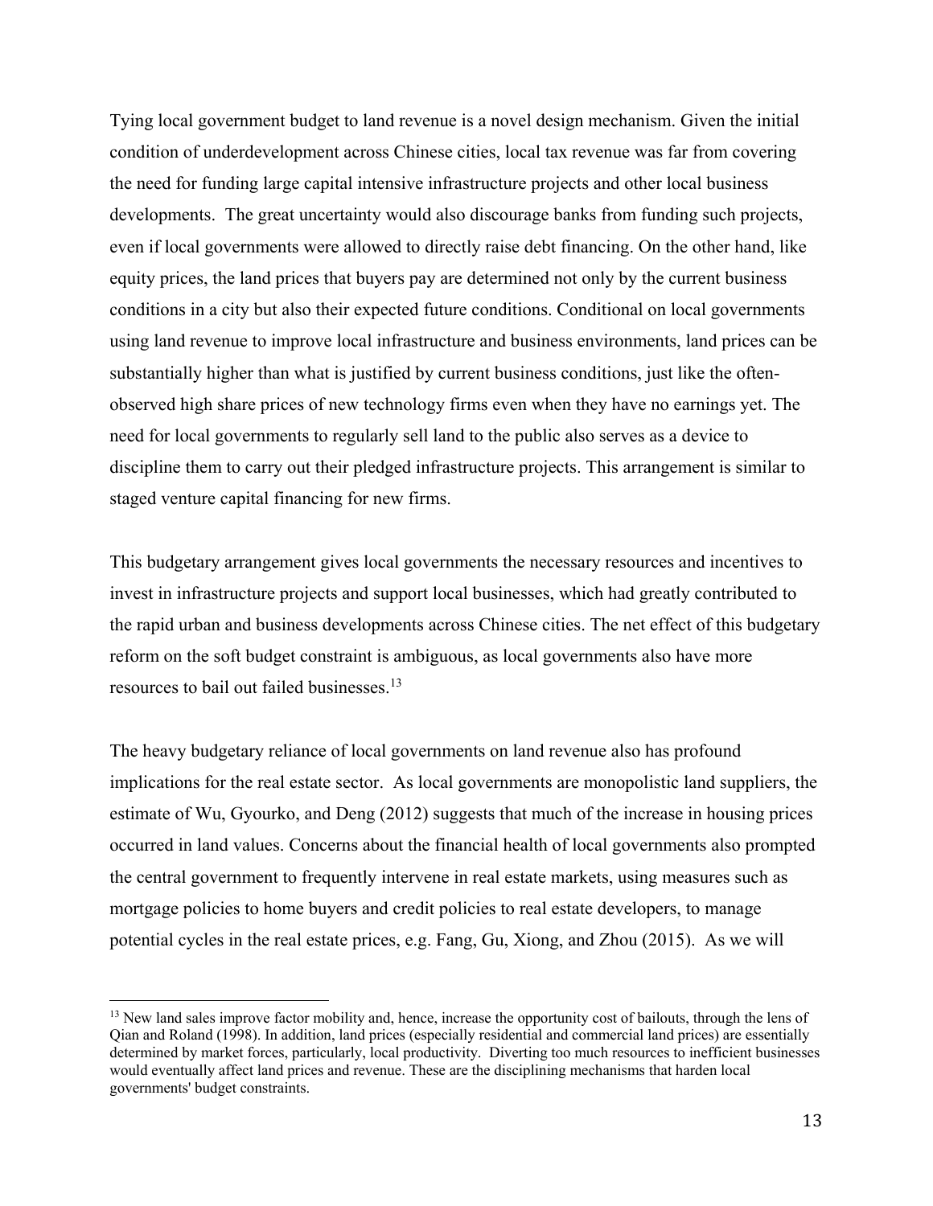Tying local government budget to land revenue is a novel design mechanism. Given the initial condition of underdevelopment across Chinese cities, local tax revenue was far from covering the need for funding large capital intensive infrastructure projects and other local business developments. The great uncertainty would also discourage banks from funding such projects, even if local governments were allowed to directly raise debt financing. On the other hand, like equity prices, the land prices that buyers pay are determined not only by the current business conditions in a city but also their expected future conditions. Conditional on local governments using land revenue to improve local infrastructure and business environments, land prices can be substantially higher than what is justified by current business conditions, just like the often-observed high share prices of new technology firms even when they have no earnings yet. The need for local governments to regularly sell land to the public also serves as a device to discipline them to carry out their pledged infrastructure projects. This arrangement is similar to staged venture capital financing for new firms.

This budgetary arrangement gives local governments the necessary resources and incentives to invest in infrastructure projects and support local businesses, which had greatly contributed to the rapid urban and business developments across Chinese cities. The net effect of this budgetary reform on the soft budget constraint is ambiguous, as local governments also have more resources to bail out failed businesses.[13]

The heavy budgetary reliance of local governments on land revenue also has profound implications for the real estate sector. As local governments are monopolistic land suppliers, the estimate of Wu, Gyourko, and Deng (2012) suggests that much of the increase in housing prices occurred in land values. Concerns about the financial health of local governments also prompted the central government to frequently intervene in real estate markets, using measures such as mortgage policies to home buyers and credit policies to real estate developers, to manage potential cycles in the real estate prices, e.g. Fang, Gu, Xiong, and Zhou (2015). As we will

[13] New land sales improve factor mobility and, hence, increase the opportunity cost of bailouts, through the lens of Qian and Roland (1998). In addition, land prices (especially residential and commercial land prices) are essentially determined by market forces, particularly, local productivity. Diverting too much resources to inefficient businesses would eventually affect land prices and revenue. These are the disciplining mechanisms that harden local governments' budget constraints.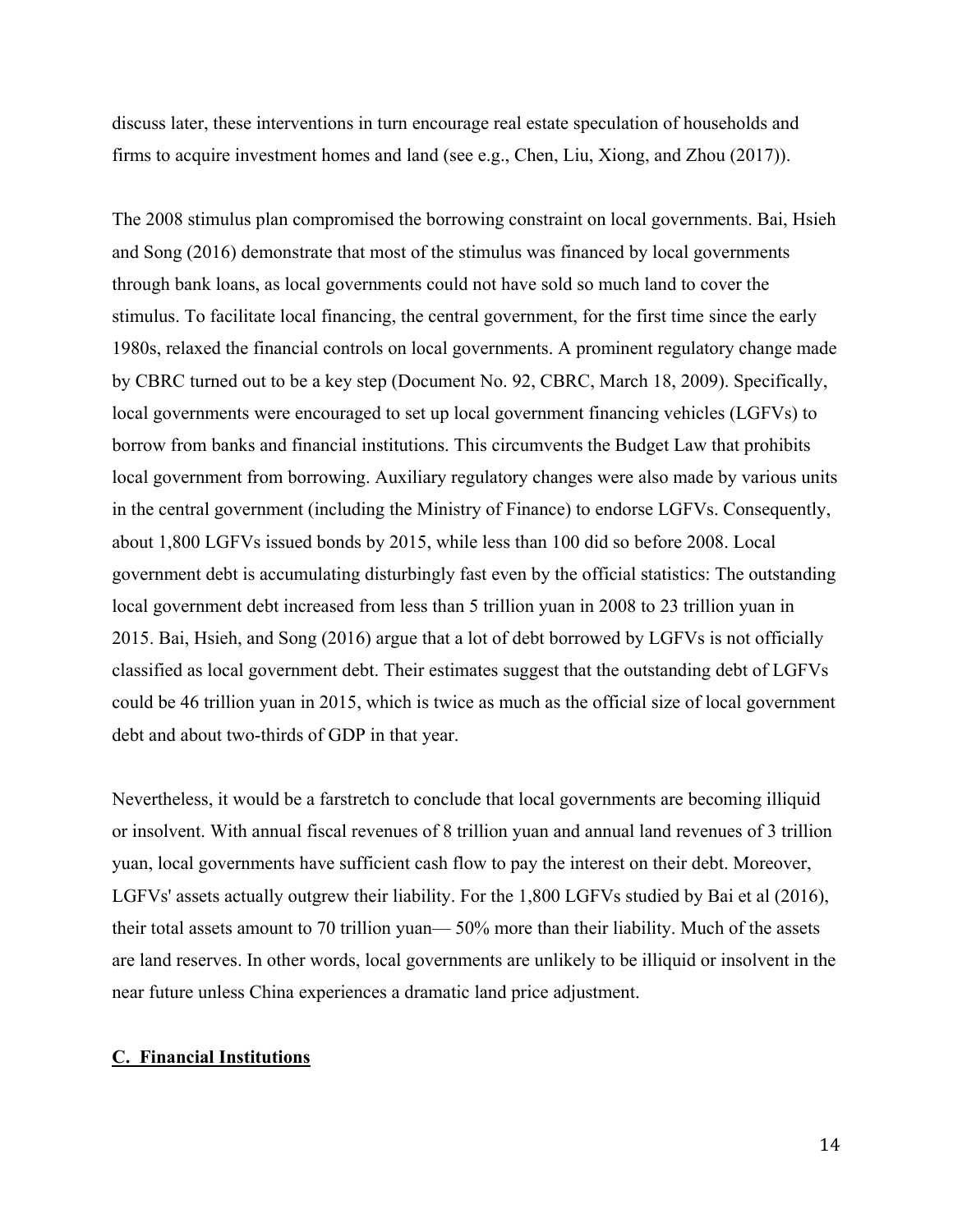discuss later, these interventions in turn encourage real estate speculation of households and firms to acquire investment homes and land (see e.g., Chen, Liu, Xiong, and Zhou (2017)).

The 2008 stimulus plan compromised the borrowing constraint on local governments. Bai, Hsieh and Song (2016) demonstrate that most of the stimulus was financed by local governments through bank loans, as local governments could not have sold so much land to cover the stimulus. To facilitate local financing, the central government, for the first time since the early 1980s, relaxed the financial controls on local governments. A prominent regulatory change made by CBRC turned out to be a key step (Document No. 92, CBRC, March 18, 2009). Specifically, local governments were encouraged to set up local government financing vehicles (LGFVs) to borrow from banks and financial institutions. This circumvents the Budget Law that prohibits local government from borrowing. Auxiliary regulatory changes were also made by various units in the central government (including the Ministry of Finance) to endorse LGFVs. Consequently, about 1,800 LGFVs issued bonds by 2015, while less than 100 did so before 2008. Local government debt is accumulating disturbingly fast even by the official statistics: The outstanding local government debt increased from less than 5 trillion yuan in 2008 to 23 trillion yuan in 2015. Bai, Hsieh, and Song (2016) argue that a lot of debt borrowed by LGFVs is not officially classified as local government debt. Their estimates suggest that the outstanding debt of LGFVs could be 46 trillion yuan in 2015, which is twice as much as the official size of local government debt and about two-thirds of GDP in that year.

Nevertheless, it would be a farstretch to conclude that local governments are becoming illiquid or insolvent. With annual fiscal revenues of 8 trillion yuan and annual land revenues of 3 trillion yuan, local governments have sufficient cash flow to pay the interest on their debt. Moreover, LGFVs' assets actually outgrew their liability. For the 1,800 LGFVs studied by Bai et al (2016), their total assets amount to 70 trillion yuan— 50% more than their liability. Much of the assets are land reserves. In other words, local governments are unlikely to be illiquid or insolvent in the near future unless China experiences a dramatic land price adjustment.

## C. Financial Institutions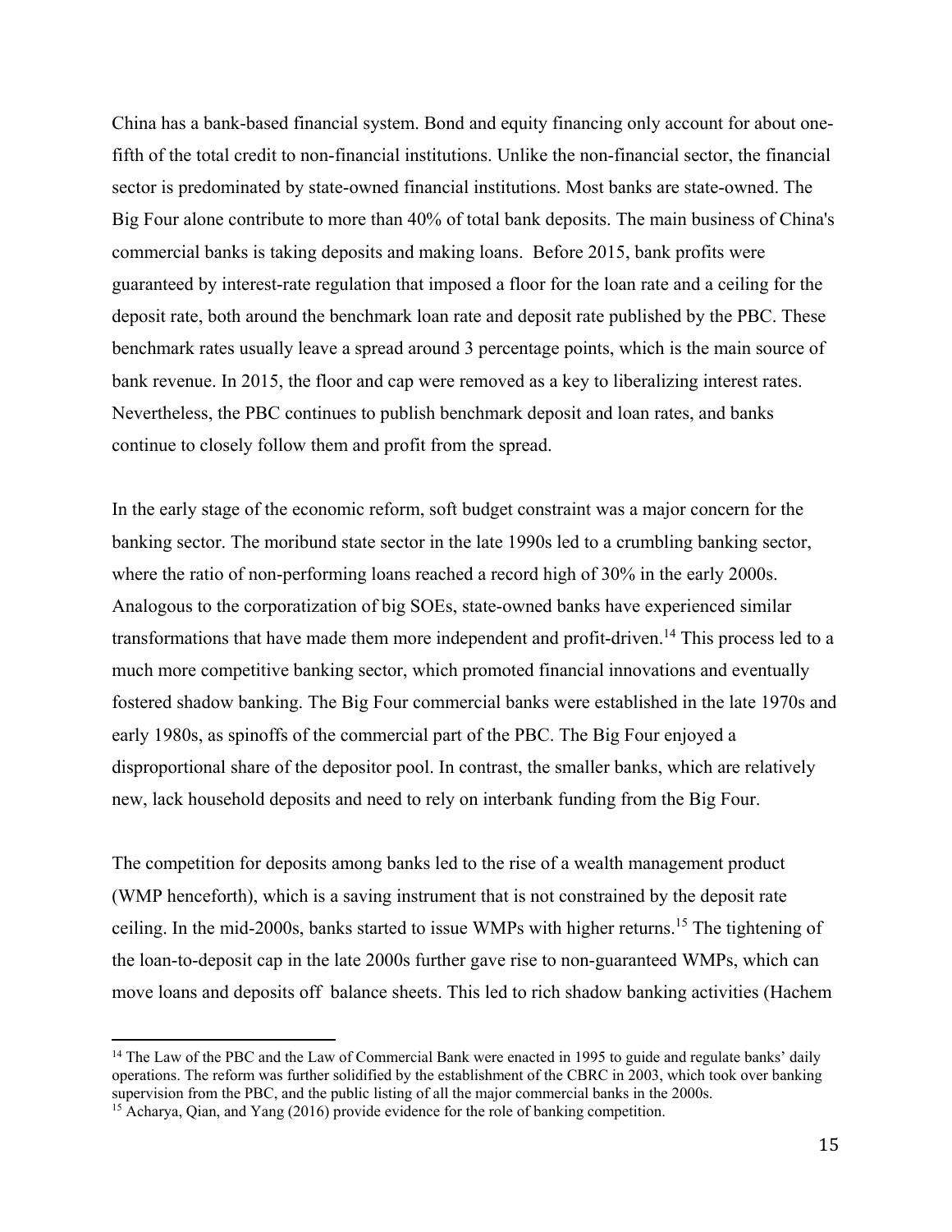China has a bank-based financial system. Bond and equity financing only account for about one-fifth of the total credit to non-financial institutions. Unlike the non-financial sector, the financial sector is predominated by state-owned financial institutions. Most banks are state-owned. The Big Four alone contribute to more than 40% of total bank deposits. The main business of China's commercial banks is taking deposits and making loans. Before 2015, bank profits were guaranteed by interest-rate regulation that imposed a floor for the loan rate and a ceiling for the deposit rate, both around the benchmark loan rate and deposit rate published by the PBC. These benchmark rates usually leave a spread around 3 percentage points, which is the main source of bank revenue. In 2015, the floor and cap were removed as a key to liberalizing interest rates. Nevertheless, the PBC continues to publish benchmark deposit and loan rates, and banks continue to closely follow them and profit from the spread.

In the early stage of the economic reform, soft budget constraint was a major concern for the banking sector. The moribund state sector in the late 1990s led to a crumbling banking sector, where the ratio of non-performing loans reached a record high of 30% in the early 2000s. Analogous to the corporatization of big SOEs, state-owned banks have experienced similar transformations that have made them more independent and profit-driven.[14] This process led to a much more competitive banking sector, which promoted financial innovations and eventually fostered shadow banking. The Big Four commercial banks were established in the late 1970s and early 1980s, as spinoffs of the commercial part of the PBC. The Big Four enjoyed a disproportional share of the depositor pool. In contrast, the smaller banks, which are relatively new, lack household deposits and need to rely on interbank funding from the Big Four.

The competition for deposits among banks led to the rise of a wealth management product (WMP henceforth), which is a saving instrument that is not constrained by the deposit rate ceiling. In the mid-2000s, banks started to issue WMPs with higher returns.[15] The tightening of the loan-to-deposit cap in the late 2000s further gave rise to non-guaranteed WMPs, which can move loans and deposits off balance sheets. This led to rich shadow banking activities (Hachem

---

[14] The Law of the PBC and the Law of Commercial Bank were enacted in 1995 to guide and regulate banks' daily operations. The reform was further solidified by the establishment of the CBRC in 2003, which took over banking supervision from the PBC, and the public listing of all the major commercial banks in the 2000s.

[15] Acharya, Qian, and Yang (2016) provide evidence for the role of banking competition.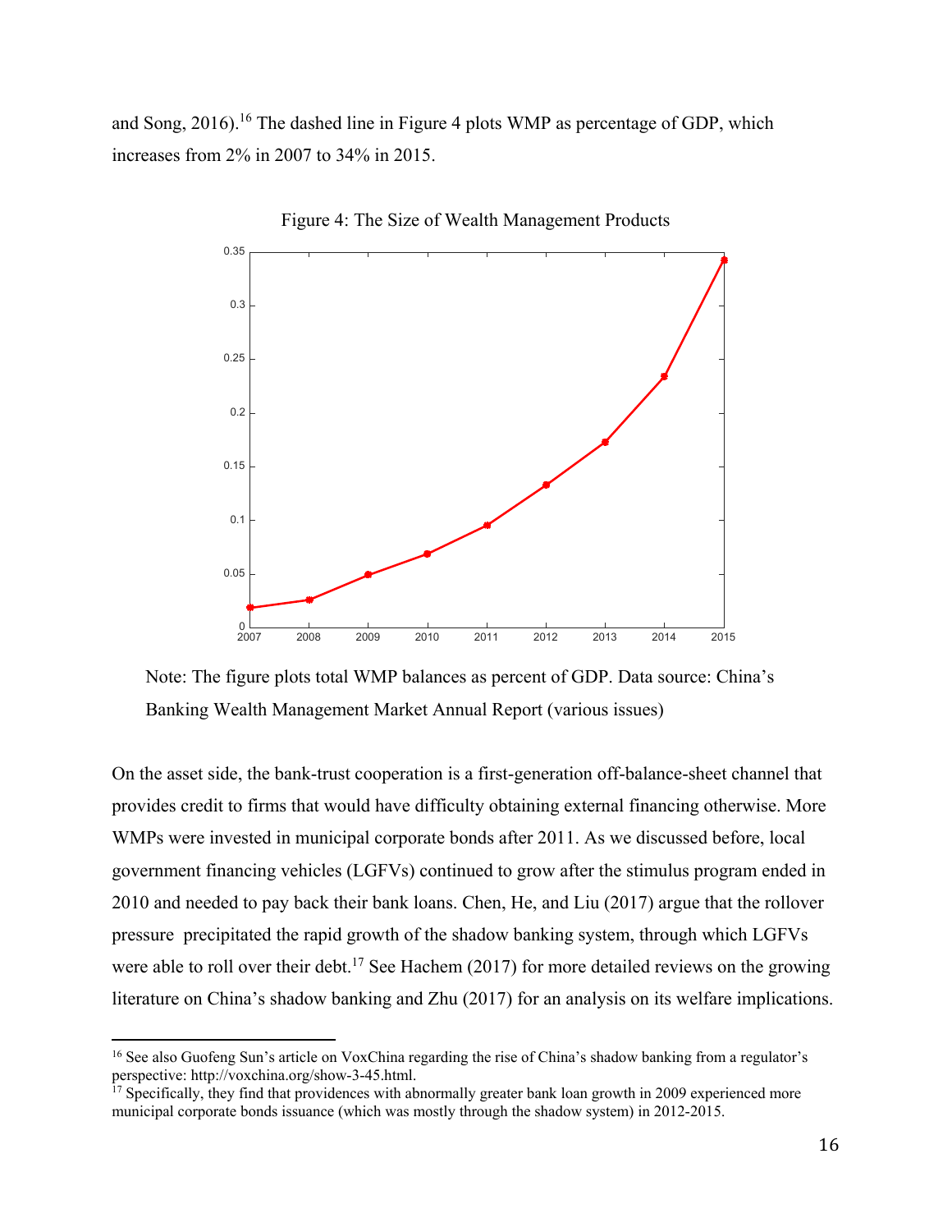and Song, 2016).[16] The dashed line in Figure 4 plots WMP as percentage of GDP, which increases from 2% in 2007 to 34% in 2015.

Figure 4: The Size of Wealth Management Products

Note: The figure plots total WMP balances as percent of GDP. Data source: China's Banking Wealth Management Market Annual Report (various issues)

On the asset side, the bank-trust cooperation is a first-generation off-balance-sheet channel that provides credit to firms that would have difficulty obtaining external financing otherwise. More WMPs were invested in municipal corporate bonds after 2011. As we discussed before, local government financing vehicles (LGFVs) continued to grow after the stimulus program ended in 2010 and needed to pay back their bank loans. Chen, He, and Liu (2017) argue that the rollover pressure precipitated the rapid growth of the shadow banking system, through which LGFVs were able to roll over their debt.[17] See Hachem (2017) for more detailed reviews on the growing literature on China's shadow banking and Zhu (2017) for an analysis on its welfare implications.

---

[16] See also Guofeng Sun's article on VoxChina regarding the rise of China's shadow banking from a regulator's perspective: http://voxchina.org/show-3-45.html.

[17] Specifically, they find that providences with abnormally greater bank loan growth in 2009 experienced more municipal corporate bonds issuance (which was mostly through the shadow system) in 2012-2015.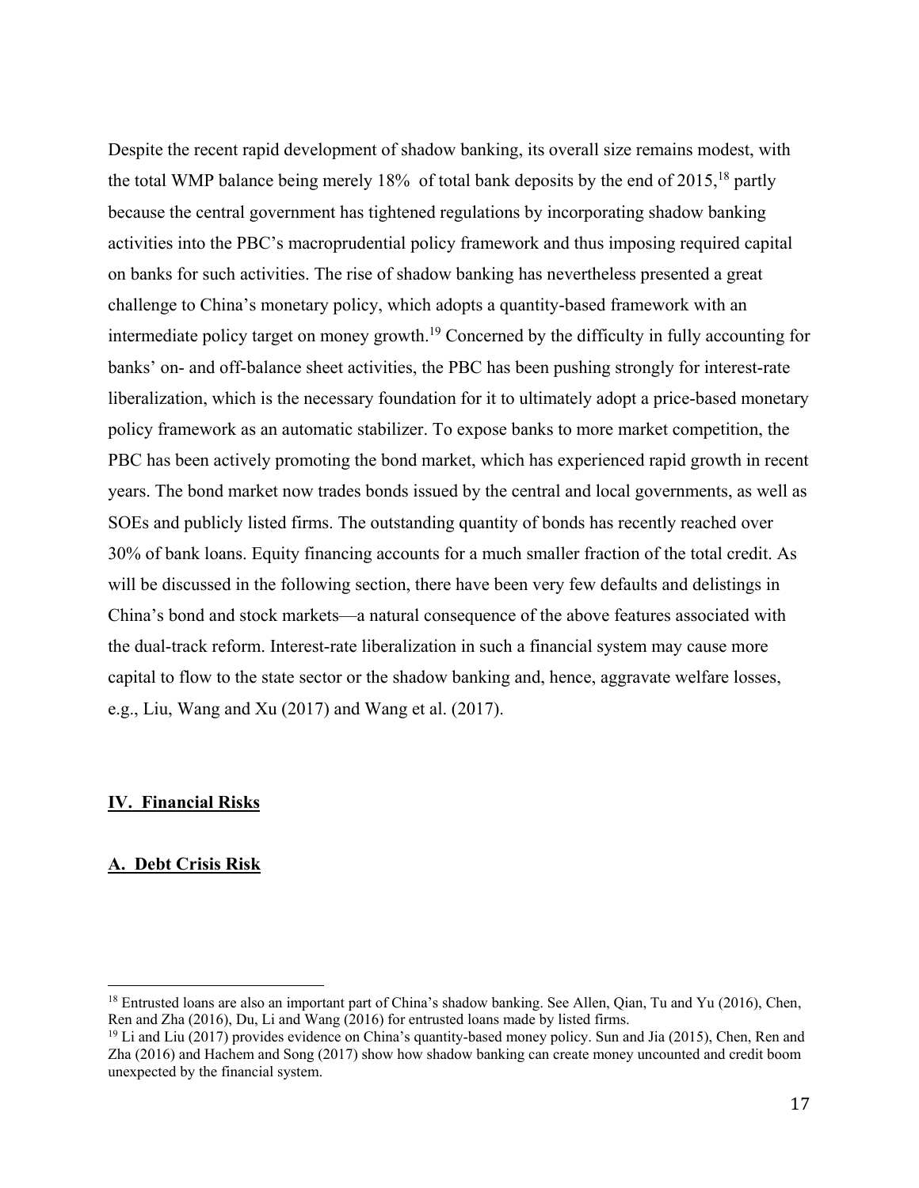Despite the recent rapid development of shadow banking, its overall size remains modest, with the total WMP balance being merely 18% of total bank deposits by the end of 2015,[18] partly because the central government has tightened regulations by incorporating shadow banking activities into the PBC's macroprudential policy framework and thus imposing required capital on banks for such activities. The rise of shadow banking has nevertheless presented a great challenge to China's monetary policy, which adopts a quantity-based framework with an intermediate policy target on money growth.[19] Concerned by the difficulty in fully accounting for banks' on- and off-balance sheet activities, the PBC has been pushing strongly for interest-rate liberalization, which is the necessary foundation for it to ultimately adopt a price-based monetary policy framework as an automatic stabilizer. To expose banks to more market competition, the PBC has been actively promoting the bond market, which has experienced rapid growth in recent years. The bond market now trades bonds issued by the central and local governments, as well as SOEs and publicly listed firms. The outstanding quantity of bonds has recently reached over 30% of bank loans. Equity financing accounts for a much smaller fraction of the total credit. As will be discussed in the following section, there have been very few defaults and delistings in China's bond and stock markets—a natural consequence of the above features associated with the dual-track reform. Interest-rate liberalization in such a financial system may cause more capital to flow to the state sector or the shadow banking and, hence, aggravate welfare losses, e.g., Liu, Wang and Xu (2017) and Wang et al. (2017).

## IV. Financial Risks

### A. Debt Crisis Risk

[18] Entrusted loans are also an important part of China's shadow banking. See Allen, Qian, Tu and Yu (2016), Chen, Ren and Zha (2016), Du, Li and Wang (2016) for entrusted loans made by listed firms.

[19] Li and Liu (2017) provides evidence on China's quantity-based money policy. Sun and Jia (2015), Chen, Ren and Zha (2016) and Hachem and Song (2017) show how shadow banking can create money uncounted and credit boom unexpected by the financial system.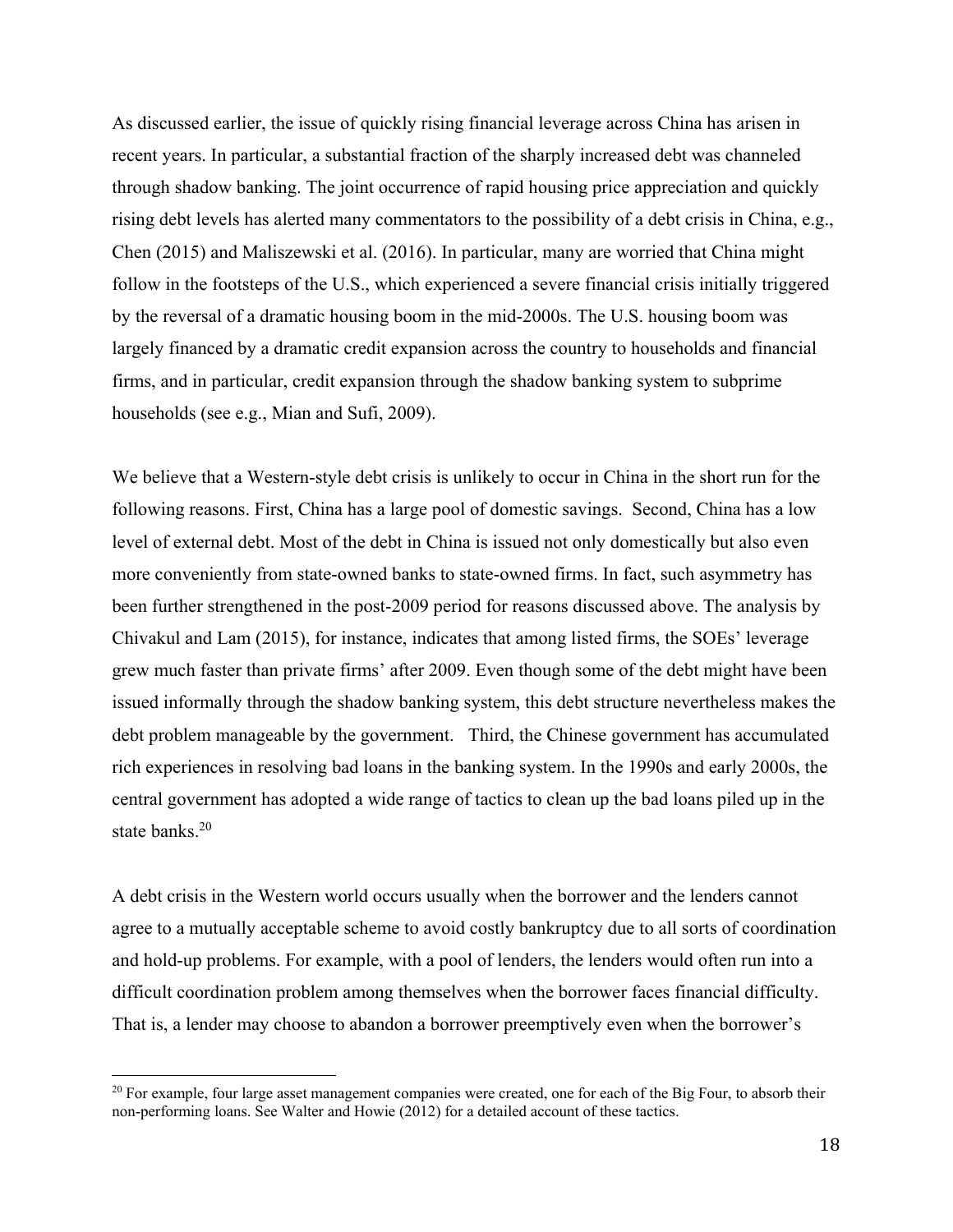As discussed earlier, the issue of quickly rising financial leverage across China has arisen in recent years. In particular, a substantial fraction of the sharply increased debt was channeled through shadow banking. The joint occurrence of rapid housing price appreciation and quickly rising debt levels has alerted many commentators to the possibility of a debt crisis in China, e.g., Chen (2015) and Maliszewski et al. (2016). In particular, many are worried that China might follow in the footsteps of the U.S., which experienced a severe financial crisis initially triggered by the reversal of a dramatic housing boom in the mid-2000s. The U.S. housing boom was largely financed by a dramatic credit expansion across the country to households and financial firms, and in particular, credit expansion through the shadow banking system to subprime households (see e.g., Mian and Sufi, 2009).

We believe that a Western-style debt crisis is unlikely to occur in China in the short run for the following reasons. First, China has a large pool of domestic savings. Second, China has a low level of external debt. Most of the debt in China is issued not only domestically but also even more conveniently from state-owned banks to state-owned firms. In fact, such asymmetry has been further strengthened in the post-2009 period for reasons discussed above. The analysis by Chivakul and Lam (2015), for instance, indicates that among listed firms, the SOEs' leverage grew much faster than private firms' after 2009. Even though some of the debt might have been issued informally through the shadow banking system, this debt structure nevertheless makes the debt problem manageable by the government. Third, the Chinese government has accumulated rich experiences in resolving bad loans in the banking system. In the 1990s and early 2000s, the central government has adopted a wide range of tactics to clean up the bad loans piled up in the state banks.[20]

A debt crisis in the Western world occurs usually when the borrower and the lenders cannot agree to a mutually acceptable scheme to avoid costly bankruptcy due to all sorts of coordination and hold-up problems. For example, with a pool of lenders, the lenders would often run into a difficult coordination problem among themselves when the borrower faces financial difficulty. That is, a lender may choose to abandon a borrower preemptively even when the borrower's

[20] For example, four large asset management companies were created, one for each of the Big Four, to absorb their non-performing loans. See Walter and Howie (2012) for a detailed account of these tactics.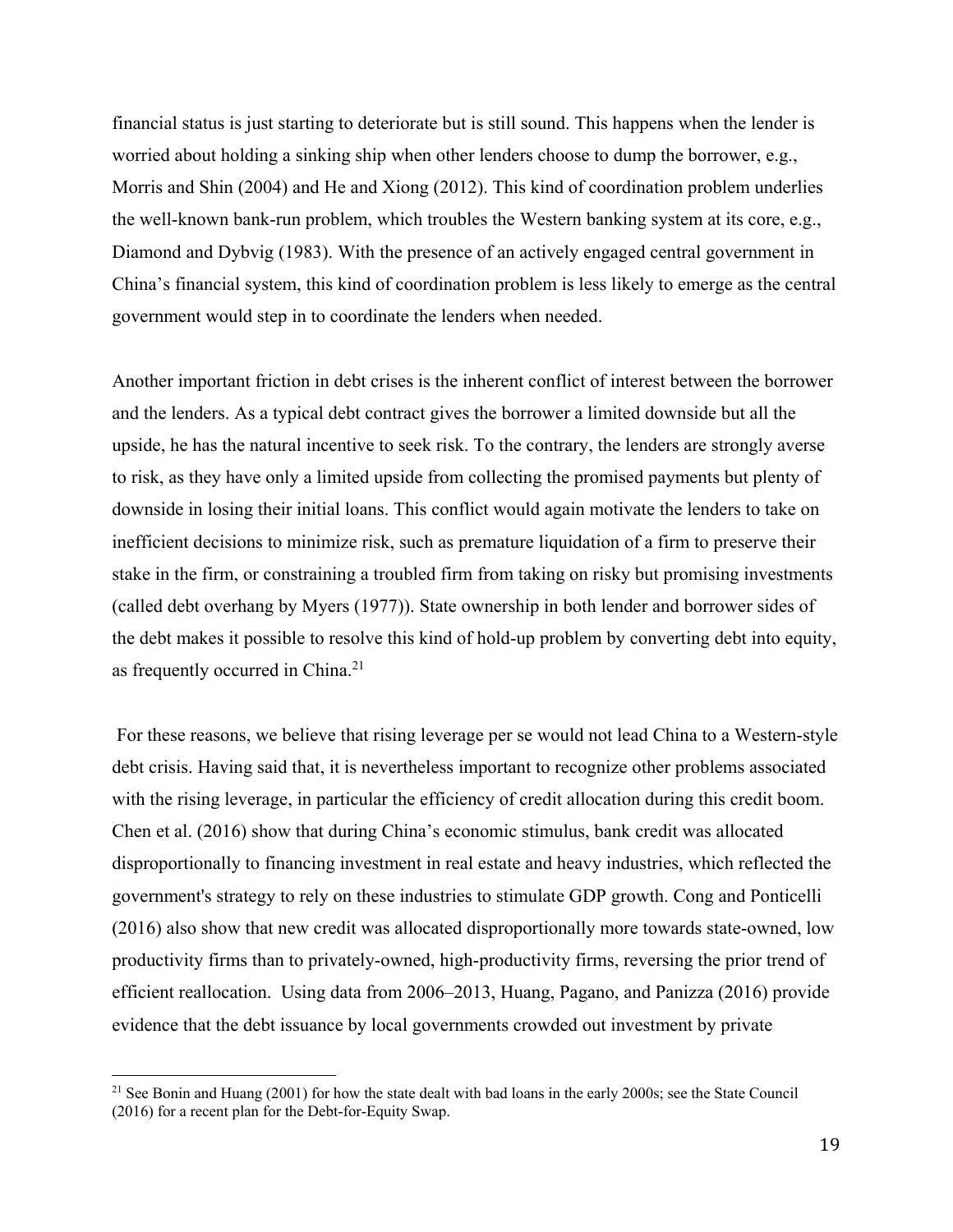financial status is just starting to deteriorate but is still sound. This happens when the lender is worried about holding a sinking ship when other lenders choose to dump the borrower, e.g., Morris and Shin (2004) and He and Xiong (2012). This kind of coordination problem underlies the well-known bank-run problem, which troubles the Western banking system at its core, e.g., Diamond and Dybvig (1983). With the presence of an actively engaged central government in China's financial system, this kind of coordination problem is less likely to emerge as the central government would step in to coordinate the lenders when needed.

Another important friction in debt crises is the inherent conflict of interest between the borrower and the lenders. As a typical debt contract gives the borrower a limited downside but all the upside, he has the natural incentive to seek risk. To the contrary, the lenders are strongly averse to risk, as they have only a limited upside from collecting the promised payments but plenty of downside in losing their initial loans. This conflict would again motivate the lenders to take on inefficient decisions to minimize risk, such as premature liquidation of a firm to preserve their stake in the firm, or constraining a troubled firm from taking on risky but promising investments (called debt overhang by Myers (1977)). State ownership in both lender and borrower sides of the debt makes it possible to resolve this kind of hold-up problem by converting debt into equity, as frequently occurred in China.[21]

For these reasons, we believe that rising leverage per se would not lead China to a Western-style debt crisis. Having said that, it is nevertheless important to recognize other problems associated with the rising leverage, in particular the efficiency of credit allocation during this credit boom. Chen et al. (2016) show that during China's economic stimulus, bank credit was allocated disproportionally to financing investment in real estate and heavy industries, which reflected the government's strategy to rely on these industries to stimulate GDP growth. Cong and Ponticelli (2016) also show that new credit was allocated disproportionally more towards state-owned, low productivity firms than to privately-owned, high-productivity firms, reversing the prior trend of efficient reallocation. Using data from 2006–2013, Huang, Pagano, and Panizza (2016) provide evidence that the debt issuance by local governments crowded out investment by private

---

[21] See Bonin and Huang (2001) for how the state dealt with bad loans in the early 2000s; see the State Council (2016) for a recent plan for the Debt-for-Equity Swap.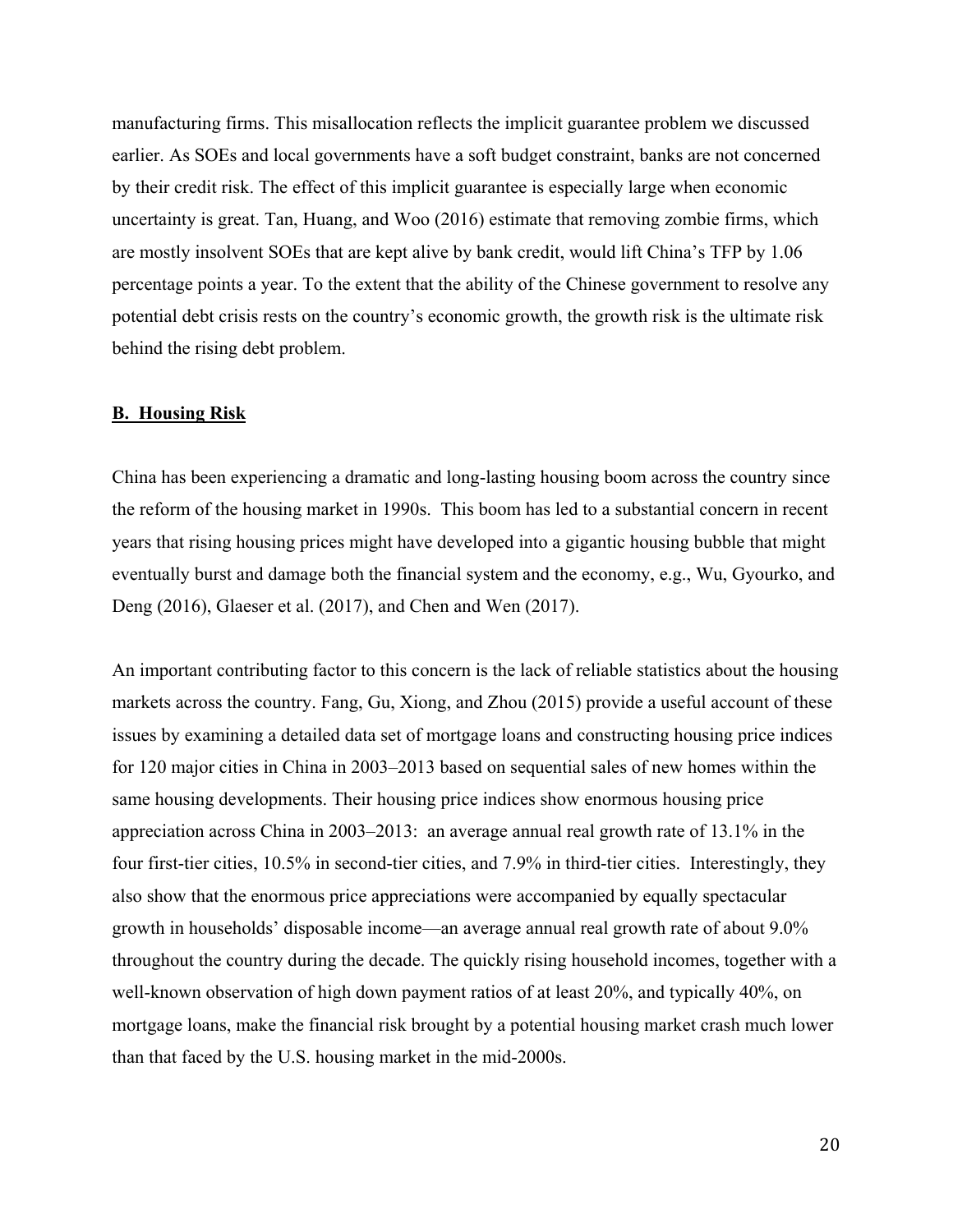manufacturing firms. This misallocation reflects the implicit guarantee problem we discussed earlier. As SOEs and local governments have a soft budget constraint, banks are not concerned by their credit risk. The effect of this implicit guarantee is especially large when economic uncertainty is great. Tan, Huang, and Woo (2016) estimate that removing zombie firms, which are mostly insolvent SOEs that are kept alive by bank credit, would lift China's TFP by 1.06 percentage points a year. To the extent that the ability of the Chinese government to resolve any potential debt crisis rests on the country's economic growth, the growth risk is the ultimate risk behind the rising debt problem.

### **B. Housing Risk**

China has been experiencing a dramatic and long-lasting housing boom across the country since the reform of the housing market in 1990s. This boom has led to a substantial concern in recent years that rising housing prices might have developed into a gigantic housing bubble that might eventually burst and damage both the financial system and the economy, e.g., Wu, Gyourko, and Deng (2016), Glaeser et al. (2017), and Chen and Wen (2017).

An important contributing factor to this concern is the lack of reliable statistics about the housing markets across the country. Fang, Gu, Xiong, and Zhou (2015) provide a useful account of these issues by examining a detailed data set of mortgage loans and constructing housing price indices for 120 major cities in China in 2003–2013 based on sequential sales of new homes within the same housing developments. Their housing price indices show enormous housing price appreciation across China in 2003–2013: an average annual real growth rate of 13.1% in the four first-tier cities, 10.5% in second-tier cities, and 7.9% in third-tier cities. Interestingly, they also show that the enormous price appreciations were accompanied by equally spectacular growth in households' disposable income—an average annual real growth rate of about 9.0% throughout the country during the decade. The quickly rising household incomes, together with a well-known observation of high down payment ratios of at least 20%, and typically 40%, on mortgage loans, make the financial risk brought by a potential housing market crash much lower than that faced by the U.S. housing market in the mid-2000s.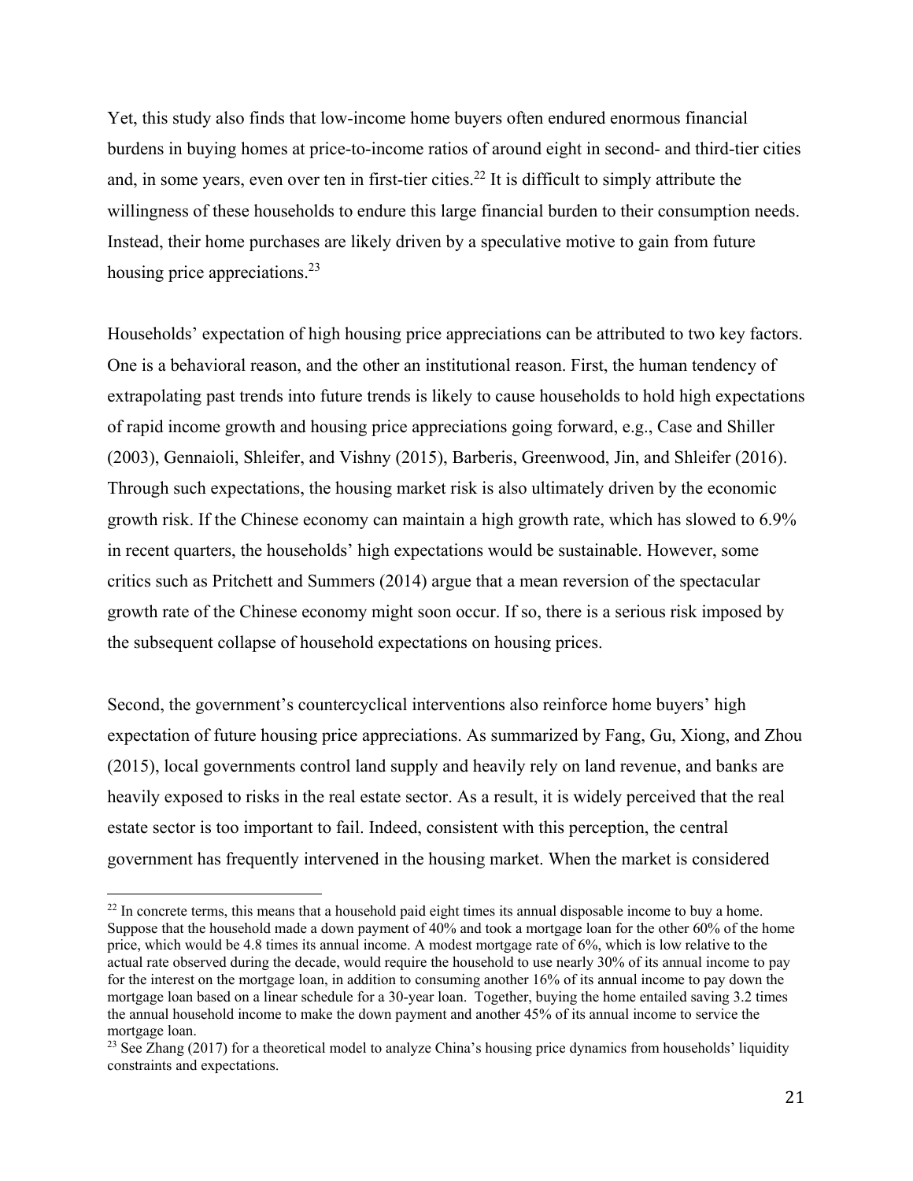Yet, this study also finds that low-income home buyers often endured enormous financial burdens in buying homes at price-to-income ratios of around eight in second- and third-tier cities and, in some years, even over ten in first-tier cities.[22] It is difficult to simply attribute the willingness of these households to endure this large financial burden to their consumption needs. Instead, their home purchases are likely driven by a speculative motive to gain from future housing price appreciations.[23]

Households' expectation of high housing price appreciations can be attributed to two key factors. One is a behavioral reason, and the other an institutional reason. First, the human tendency of extrapolating past trends into future trends is likely to cause households to hold high expectations of rapid income growth and housing price appreciations going forward, e.g., Case and Shiller (2003), Gennaioli, Shleifer, and Vishny (2015), Barberis, Greenwood, Jin, and Shleifer (2016). Through such expectations, the housing market risk is also ultimately driven by the economic growth risk. If the Chinese economy can maintain a high growth rate, which has slowed to 6.9% in recent quarters, the households' high expectations would be sustainable. However, some critics such as Pritchett and Summers (2014) argue that a mean reversion of the spectacular growth rate of the Chinese economy might soon occur. If so, there is a serious risk imposed by the subsequent collapse of household expectations on housing prices.

Second, the government's countercyclical interventions also reinforce home buyers' high expectation of future housing price appreciations. As summarized by Fang, Gu, Xiong, and Zhou (2015), local governments control land supply and heavily rely on land revenue, and banks are heavily exposed to risks in the real estate sector. As a result, it is widely perceived that the real estate sector is too important to fail. Indeed, consistent with this perception, the central government has frequently intervened in the housing market. When the market is considered

[22] In concrete terms, this means that a household paid eight times its annual disposable income to buy a home. Suppose that the household made a down payment of 40% and took a mortgage loan for the other 60% of the home price, which would be 4.8 times its annual income. A modest mortgage rate of 6%, which is low relative to the actual rate observed during the decade, would require the household to use nearly 30% of its annual income to pay for the interest on the mortgage loan, in addition to consuming another 16% of its annual income to pay down the mortgage loan based on a linear schedule for a 30-year loan. Together, buying the home entailed saving 3.2 times the annual household income to make the down payment and another 45% of its annual income to service the mortgage loan.

[23] See Zhang (2017) for a theoretical model to analyze China's housing price dynamics from households' liquidity constraints and expectations.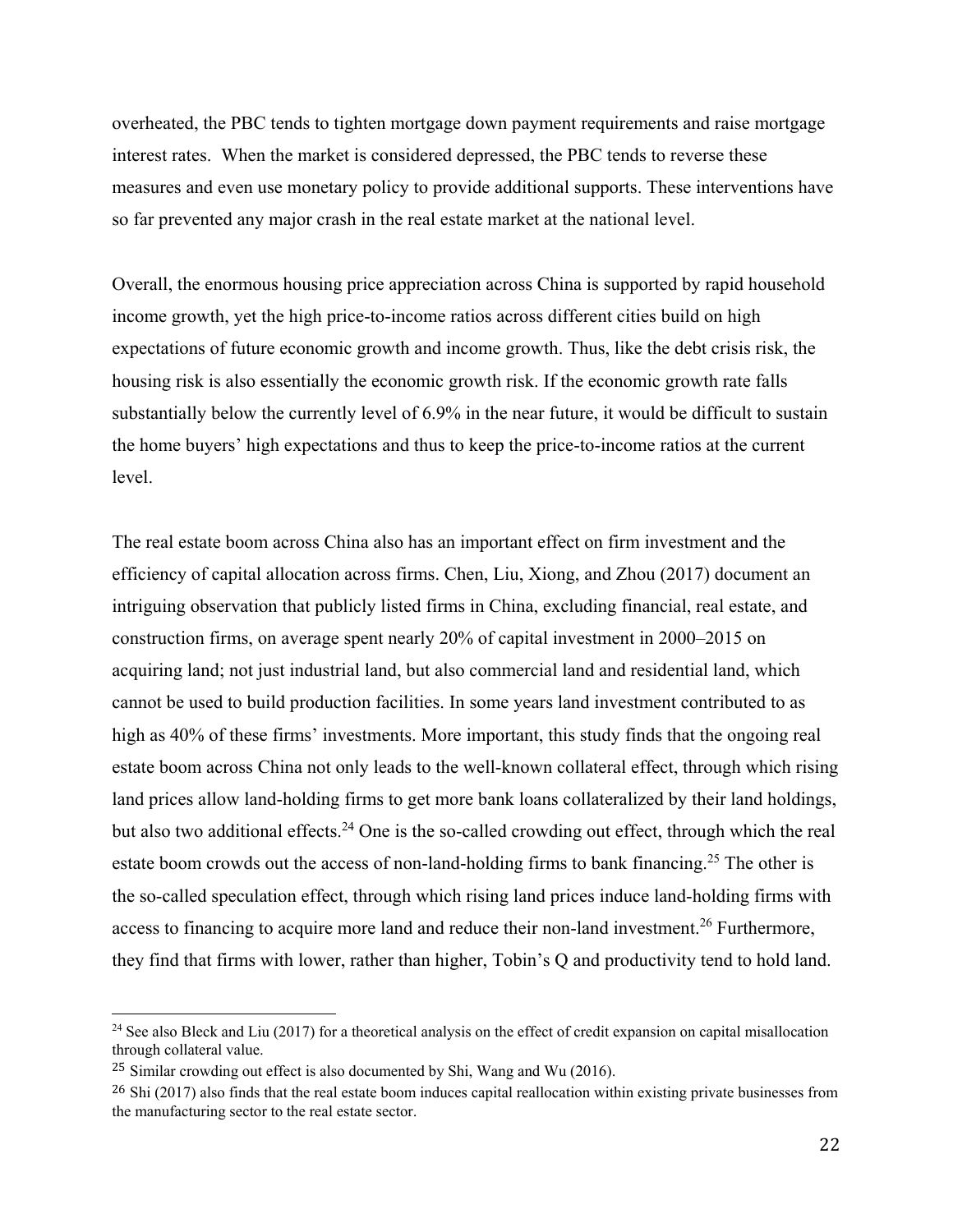overheated, the PBC tends to tighten mortgage down payment requirements and raise mortgage interest rates. When the market is considered depressed, the PBC tends to reverse these measures and even use monetary policy to provide additional supports. These interventions have so far prevented any major crash in the real estate market at the national level.

Overall, the enormous housing price appreciation across China is supported by rapid household income growth, yet the high price-to-income ratios across different cities build on high expectations of future economic growth and income growth. Thus, like the debt crisis risk, the housing risk is also essentially the economic growth risk. If the economic growth rate falls substantially below the currently level of 6.9% in the near future, it would be difficult to sustain the home buyers' high expectations and thus to keep the price-to-income ratios at the current level.

The real estate boom across China also has an important effect on firm investment and the efficiency of capital allocation across firms. Chen, Liu, Xiong, and Zhou (2017) document an intriguing observation that publicly listed firms in China, excluding financial, real estate, and construction firms, on average spent nearly 20% of capital investment in 2000–2015 on acquiring land; not just industrial land, but also commercial land and residential land, which cannot be used to build production facilities. In some years land investment contributed to as high as 40% of these firms' investments. More important, this study finds that the ongoing real estate boom across China not only leads to the well-known collateral effect, through which rising land prices allow land-holding firms to get more bank loans collateralized by their land holdings, but also two additional effects.[24] One is the so-called crowding out effect, through which the real estate boom crowds out the access of non-land-holding firms to bank financing.[25] The other is the so-called speculation effect, through which rising land prices induce land-holding firms with access to financing to acquire more land and reduce their non-land investment.[26] Furthermore, they find that firms with lower, rather than higher, Tobin's Q and productivity tend to hold land.

---

[24] See also Bleck and Liu (2017) for a theoretical analysis on the effect of credit expansion on capital misallocation through collateral value.

[25] Similar crowding out effect is also documented by Shi, Wang and Wu (2016).

[26] Shi (2017) also finds that the real estate boom induces capital reallocation within existing private businesses from the manufacturing sector to the real estate sector.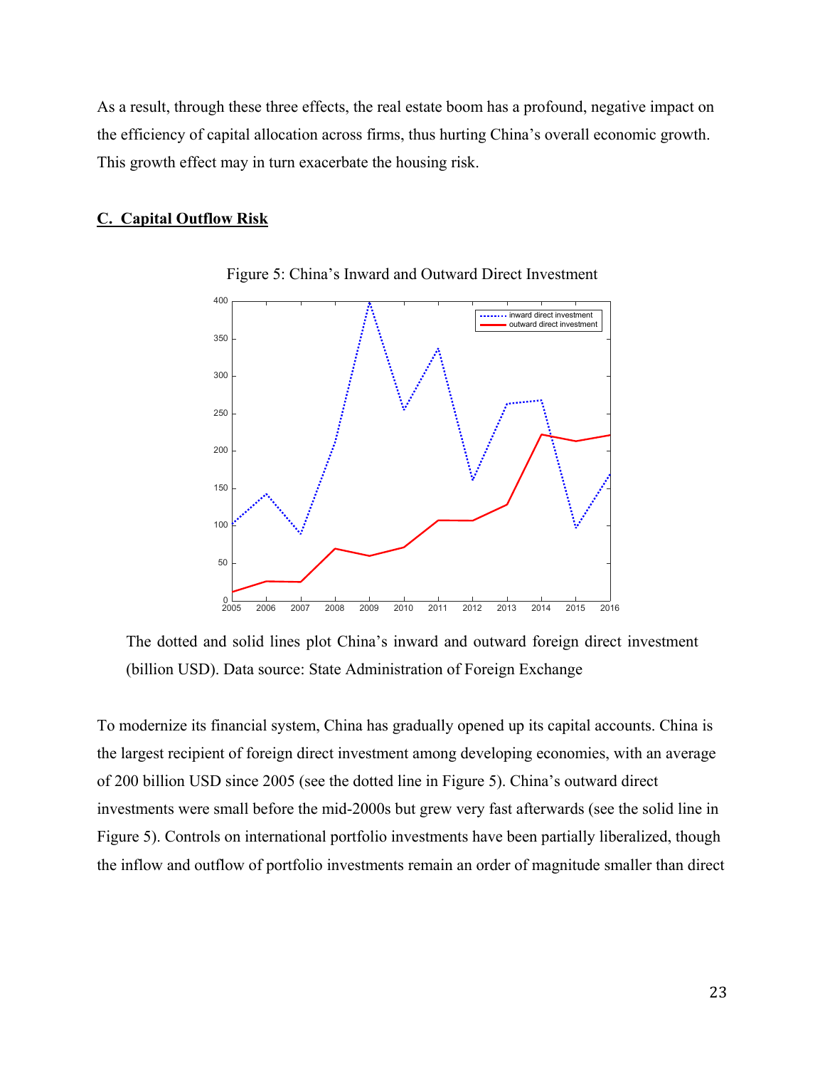As a result, through these three effects, the real estate boom has a profound, negative impact on the efficiency of capital allocation across firms, thus hurting China's overall economic growth. This growth effect may in turn exacerbate the housing risk.

## C. Capital Outflow Risk

Figure 5: China's Inward and Outward Direct Investment

The dotted and solid lines plot China's inward and outward foreign direct investment (billion USD). Data source: State Administration of Foreign Exchange

To modernize its financial system, China has gradually opened up its capital accounts. China is the largest recipient of foreign direct investment among developing economies, with an average of 200 billion USD since 2005 (see the dotted line in Figure 5). China's outward direct investments were small before the mid-2000s but grew very fast afterwards (see the solid line in Figure 5). Controls on international portfolio investments have been partially liberalized, though the inflow and outflow of portfolio investments remain an order of magnitude smaller than direct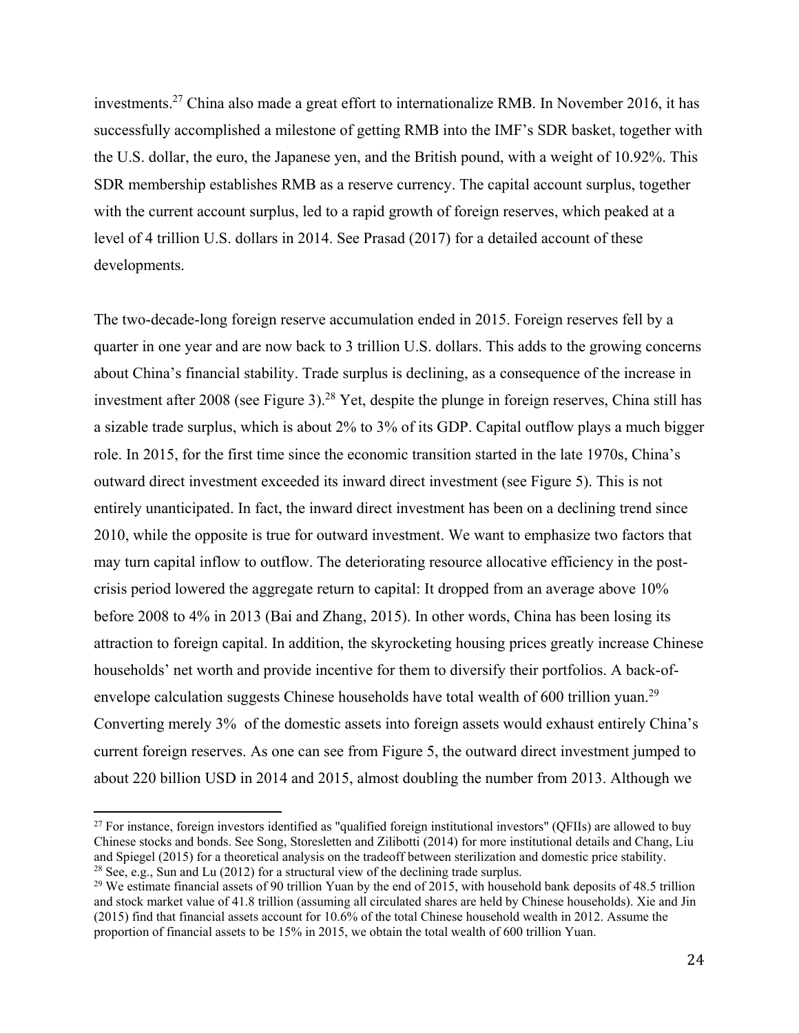investments.[27] China also made a great effort to internationalize RMB. In November 2016, it has successfully accomplished a milestone of getting RMB into the IMF's SDR basket, together with the U.S. dollar, the euro, the Japanese yen, and the British pound, with a weight of 10.92%. This SDR membership establishes RMB as a reserve currency. The capital account surplus, together with the current account surplus, led to a rapid growth of foreign reserves, which peaked at a level of 4 trillion U.S. dollars in 2014. See Prasad (2017) for a detailed account of these developments.

The two-decade-long foreign reserve accumulation ended in 2015. Foreign reserves fell by a quarter in one year and are now back to 3 trillion U.S. dollars. This adds to the growing concerns about China's financial stability. Trade surplus is declining, as a consequence of the increase in investment after 2008 (see Figure 3).[28] Yet, despite the plunge in foreign reserves, China still has a sizable trade surplus, which is about 2% to 3% of its GDP. Capital outflow plays a much bigger role. In 2015, for the first time since the economic transition started in the late 1970s, China's outward direct investment exceeded its inward direct investment (see Figure 5). This is not entirely unanticipated. In fact, the inward direct investment has been on a declining trend since 2010, while the opposite is true for outward investment. We want to emphasize two factors that may turn capital inflow to outflow. The deteriorating resource allocative efficiency in the post-crisis period lowered the aggregate return to capital: It dropped from an average above 10% before 2008 to 4% in 2013 (Bai and Zhang, 2015). In other words, China has been losing its attraction to foreign capital. In addition, the skyrocketing housing prices greatly increase Chinese households' net worth and provide incentive for them to diversify their portfolios. A back-of-envelope calculation suggests Chinese households have total wealth of 600 trillion yuan.[29] Converting merely 3% of the domestic assets into foreign assets would exhaust entirely China's current foreign reserves. As one can see from Figure 5, the outward direct investment jumped to about 220 billion USD in 2014 and 2015, almost doubling the number from 2013. Although we

---

[27] For instance, foreign investors identified as "qualified foreign institutional investors" (QFIIs) are allowed to buy Chinese stocks and bonds. See Song, Storesletten and Zilibotti (2014) for more institutional details and Chang, Liu and Spiegel (2015) for a theoretical analysis on the tradeoff between sterilization and domestic price stability.

[28] See, e.g., Sun and Lu (2012) for a structural view of the declining trade surplus.

[29] We estimate financial assets of 90 trillion Yuan by the end of 2015, with household bank deposits of 48.5 trillion and stock market value of 41.8 trillion (assuming all circulated shares are held by Chinese households). Xie and Jin (2015) find that financial assets account for 10.6% of the total Chinese household wealth in 2012. Assume the proportion of financial assets to be 15% in 2015, we obtain the total wealth of 600 trillion Yuan.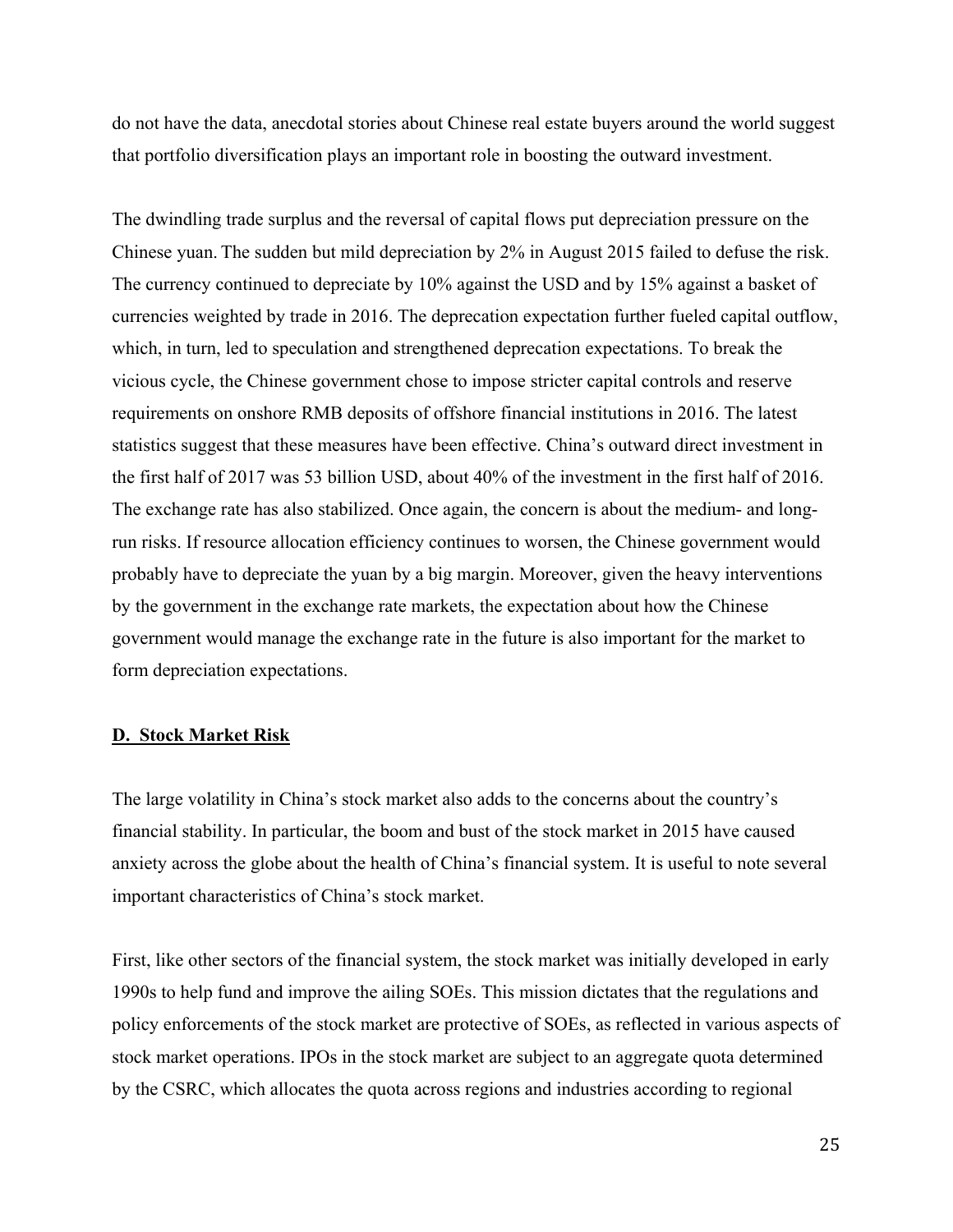do not have the data, anecdotal stories about Chinese real estate buyers around the world suggest that portfolio diversification plays an important role in boosting the outward investment.

The dwindling trade surplus and the reversal of capital flows put depreciation pressure on the Chinese yuan. The sudden but mild depreciation by 2% in August 2015 failed to defuse the risk. The currency continued to depreciate by 10% against the USD and by 15% against a basket of currencies weighted by trade in 2016. The deprecation expectation further fueled capital outflow, which, in turn, led to speculation and strengthened deprecation expectations. To break the vicious cycle, the Chinese government chose to impose stricter capital controls and reserve requirements on onshore RMB deposits of offshore financial institutions in 2016. The latest statistics suggest that these measures have been effective. China's outward direct investment in the first half of 2017 was 53 billion USD, about 40% of the investment in the first half of 2016. The exchange rate has also stabilized. Once again, the concern is about the medium- and long-run risks. If resource allocation efficiency continues to worsen, the Chinese government would probably have to depreciate the yuan by a big margin. Moreover, given the heavy interventions by the government in the exchange rate markets, the expectation about how the Chinese government would manage the exchange rate in the future is also important for the market to form depreciation expectations.

## D. Stock Market Risk

The large volatility in China's stock market also adds to the concerns about the country's financial stability. In particular, the boom and bust of the stock market in 2015 have caused anxiety across the globe about the health of China's financial system. It is useful to note several important characteristics of China's stock market.

First, like other sectors of the financial system, the stock market was initially developed in early 1990s to help fund and improve the ailing SOEs. This mission dictates that the regulations and policy enforcements of the stock market are protective of SOEs, as reflected in various aspects of stock market operations. IPOs in the stock market are subject to an aggregate quota determined by the CSRC, which allocates the quota across regions and industries according to regional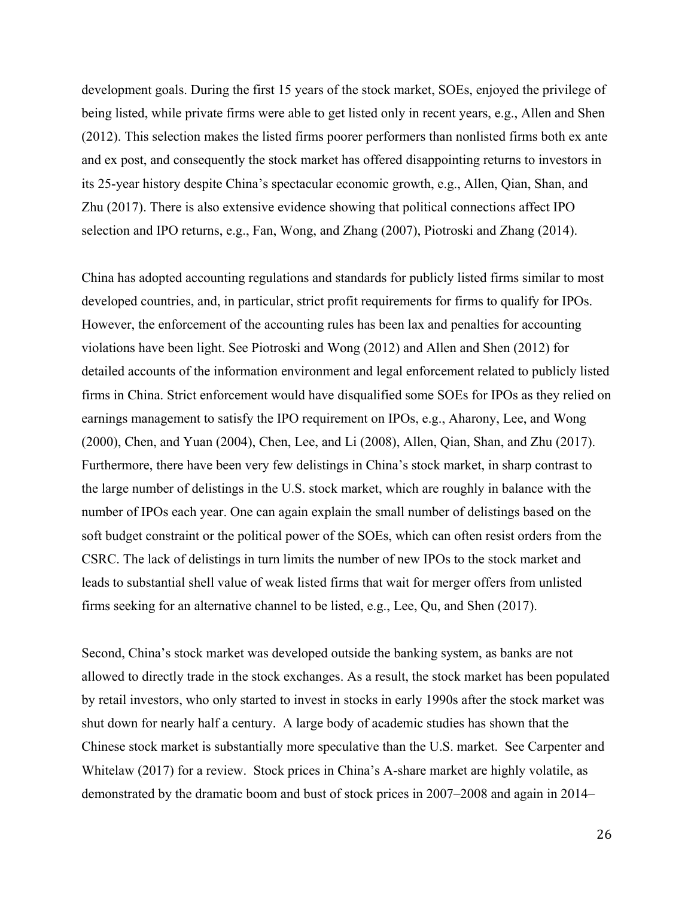development goals. During the first 15 years of the stock market, SOEs, enjoyed the privilege of being listed, while private firms were able to get listed only in recent years, e.g., Allen and Shen (2012). This selection makes the listed firms poorer performers than nonlisted firms both ex ante and ex post, and consequently the stock market has offered disappointing returns to investors in its 25-year history despite China's spectacular economic growth, e.g., Allen, Qian, Shan, and Zhu (2017). There is also extensive evidence showing that political connections affect IPO selection and IPO returns, e.g., Fan, Wong, and Zhang (2007), Piotroski and Zhang (2014).

China has adopted accounting regulations and standards for publicly listed firms similar to most developed countries, and, in particular, strict profit requirements for firms to qualify for IPOs. However, the enforcement of the accounting rules has been lax and penalties for accounting violations have been light. See Piotroski and Wong (2012) and Allen and Shen (2012) for detailed accounts of the information environment and legal enforcement related to publicly listed firms in China. Strict enforcement would have disqualified some SOEs for IPOs as they relied on earnings management to satisfy the IPO requirement on IPOs, e.g., Aharony, Lee, and Wong (2000), Chen, and Yuan (2004), Chen, Lee, and Li (2008), Allen, Qian, Shan, and Zhu (2017). Furthermore, there have been very few delistings in China's stock market, in sharp contrast to the large number of delistings in the U.S. stock market, which are roughly in balance with the number of IPOs each year. One can again explain the small number of delistings based on the soft budget constraint or the political power of the SOEs, which can often resist orders from the CSRC. The lack of delistings in turn limits the number of new IPOs to the stock market and leads to substantial shell value of weak listed firms that wait for merger offers from unlisted firms seeking for an alternative channel to be listed, e.g., Lee, Qu, and Shen (2017).

Second, China's stock market was developed outside the banking system, as banks are not allowed to directly trade in the stock exchanges. As a result, the stock market has been populated by retail investors, who only started to invest in stocks in early 1990s after the stock market was shut down for nearly half a century. A large body of academic studies has shown that the Chinese stock market is substantially more speculative than the U.S. market. See Carpenter and Whitelaw (2017) for a review. Stock prices in China's A-share market are highly volatile, as demonstrated by the dramatic boom and bust of stock prices in 2007–2008 and again in 2014–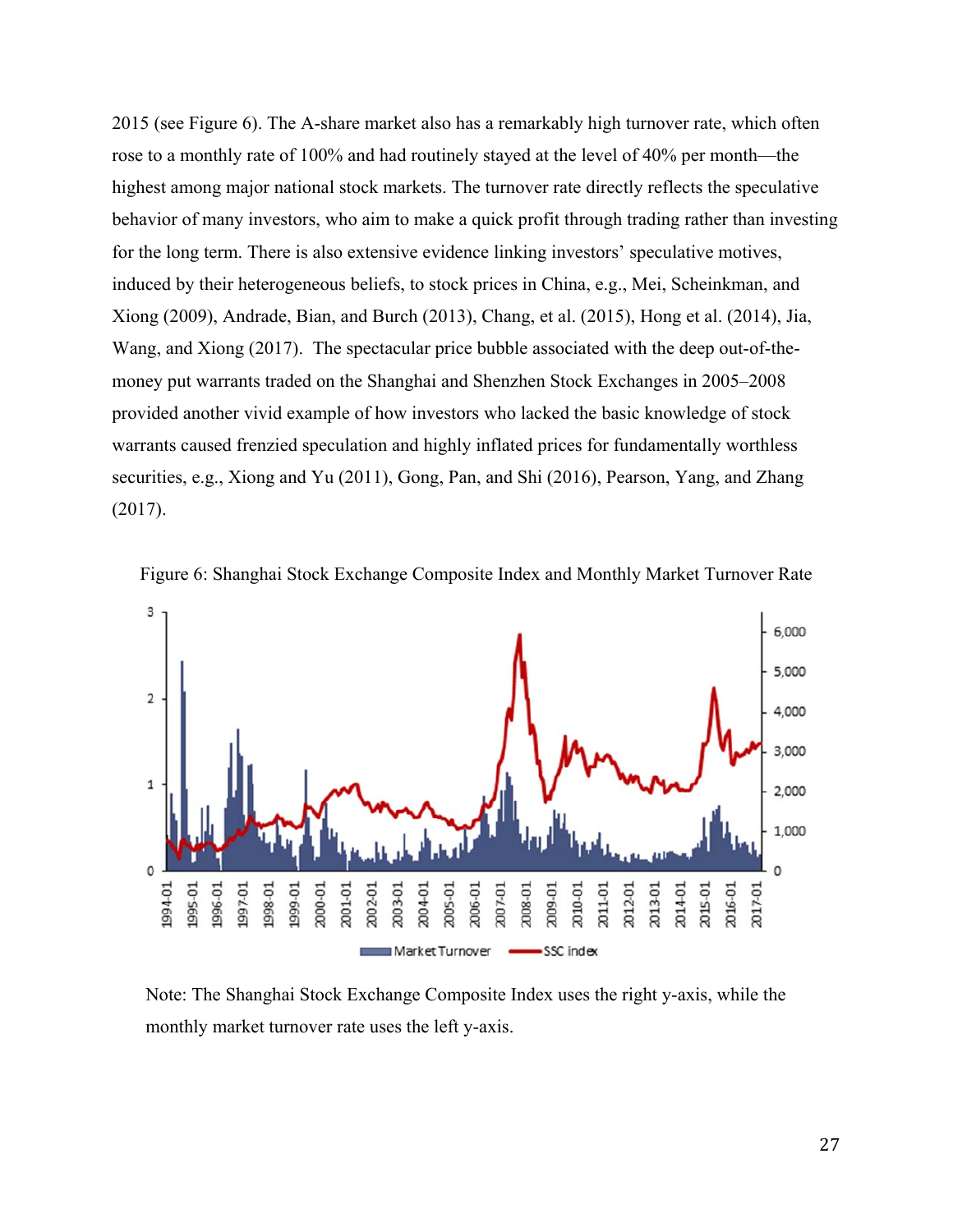2015 (see Figure 6). The A-share market also has a remarkably high turnover rate, which often rose to a monthly rate of 100% and had routinely stayed at the level of 40% per month—the highest among major national stock markets. The turnover rate directly reflects the speculative behavior of many investors, who aim to make a quick profit through trading rather than investing for the long term. There is also extensive evidence linking investors' speculative motives, induced by their heterogeneous beliefs, to stock prices in China, e.g., Mei, Scheinkman, and Xiong (2009), Andrade, Bian, and Burch (2013), Chang, et al. (2015), Hong et al. (2014), Jia, Wang, and Xiong (2017). The spectacular price bubble associated with the deep out-of-the-money put warrants traded on the Shanghai and Shenzhen Stock Exchanges in 2005–2008 provided another vivid example of how investors who lacked the basic knowledge of stock warrants caused frenzied speculation and highly inflated prices for fundamentally worthless securities, e.g., Xiong and Yu (2011), Gong, Pan, and Shi (2016), Pearson, Yang, and Zhang (2017).

Figure 6: Shanghai Stock Exchange Composite Index and Monthly Market Turnover Rate

Note: The Shanghai Stock Exchange Composite Index uses the right y-axis, while the monthly market turnover rate uses the left y-axis.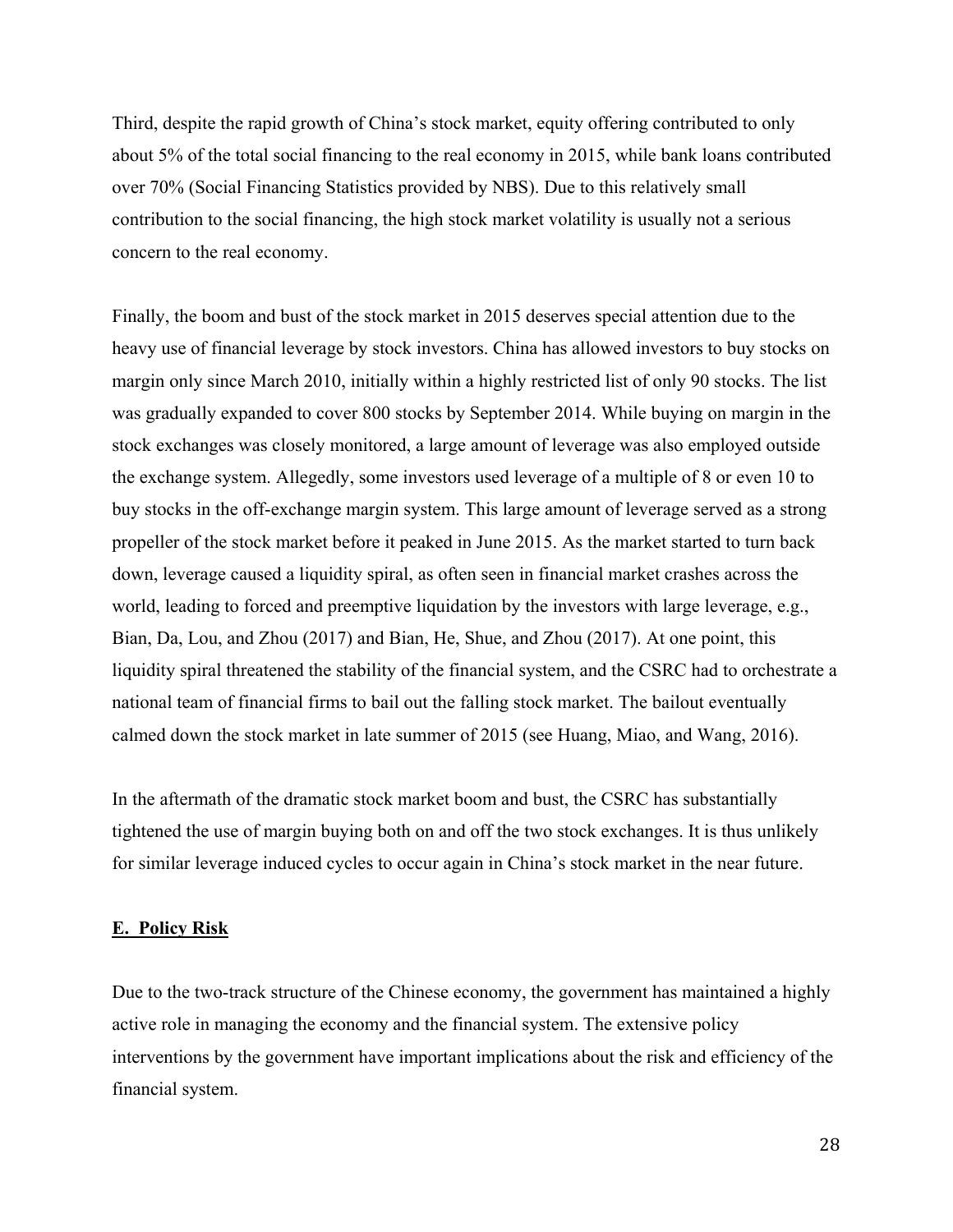Third, despite the rapid growth of China's stock market, equity offering contributed to only about 5% of the total social financing to the real economy in 2015, while bank loans contributed over 70% (Social Financing Statistics provided by NBS). Due to this relatively small contribution to the social financing, the high stock market volatility is usually not a serious concern to the real economy.

Finally, the boom and bust of the stock market in 2015 deserves special attention due to the heavy use of financial leverage by stock investors. China has allowed investors to buy stocks on margin only since March 2010, initially within a highly restricted list of only 90 stocks. The list was gradually expanded to cover 800 stocks by September 2014. While buying on margin in the stock exchanges was closely monitored, a large amount of leverage was also employed outside the exchange system. Allegedly, some investors used leverage of a multiple of 8 or even 10 to buy stocks in the off-exchange margin system. This large amount of leverage served as a strong propeller of the stock market before it peaked in June 2015. As the market started to turn back down, leverage caused a liquidity spiral, as often seen in financial market crashes across the world, leading to forced and preemptive liquidation by the investors with large leverage, e.g., Bian, Da, Lou, and Zhou (2017) and Bian, He, Shue, and Zhou (2017). At one point, this liquidity spiral threatened the stability of the financial system, and the CSRC had to orchestrate a national team of financial firms to bail out the falling stock market. The bailout eventually calmed down the stock market in late summer of 2015 (see Huang, Miao, and Wang, 2016).

In the aftermath of the dramatic stock market boom and bust, the CSRC has substantially tightened the use of margin buying both on and off the two stock exchanges. It is thus unlikely for similar leverage induced cycles to occur again in China's stock market in the near future.

### E. Policy Risk

Due to the two-track structure of the Chinese economy, the government has maintained a highly active role in managing the economy and the financial system. The extensive policy interventions by the government have important implications about the risk and efficiency of the financial system.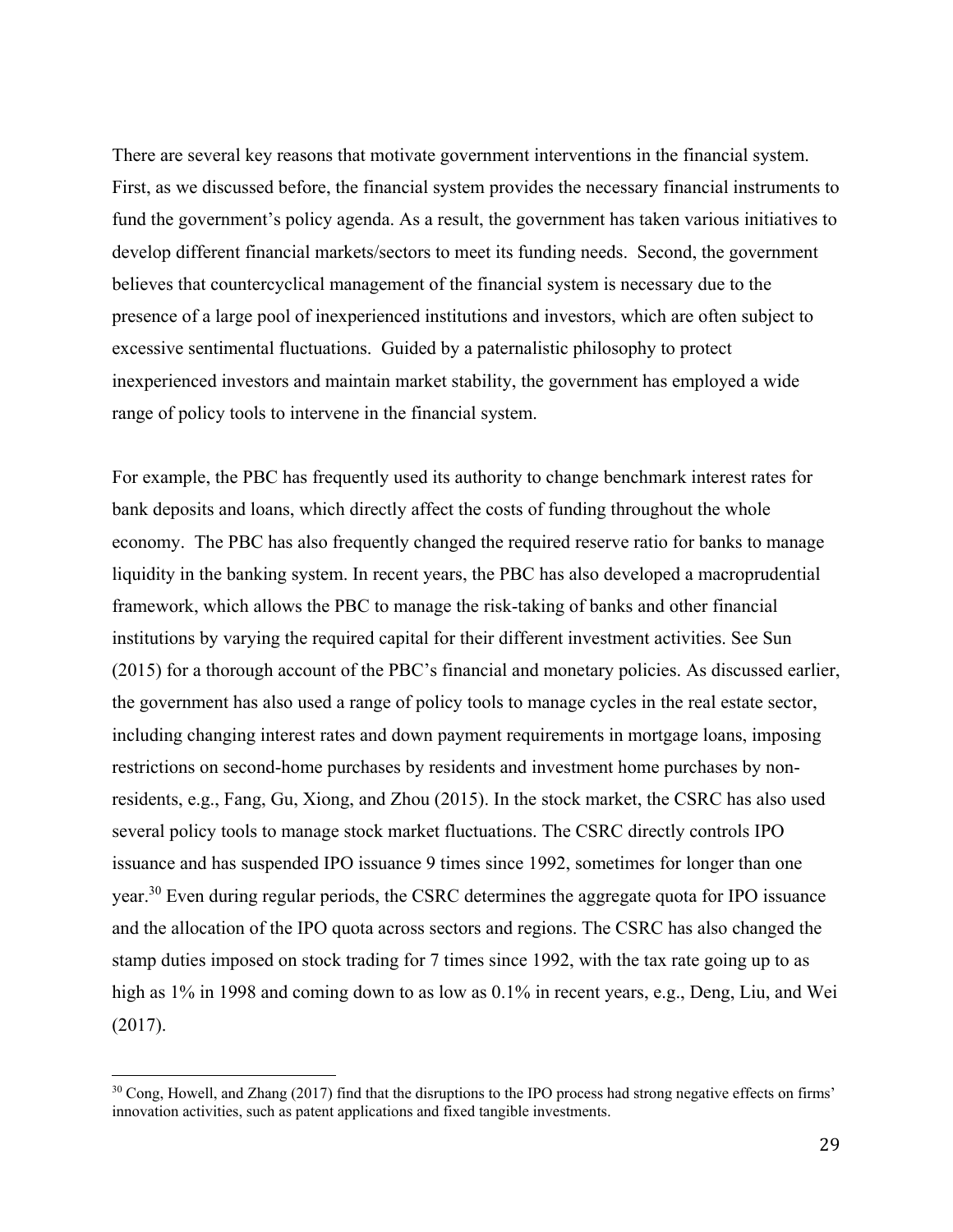There are several key reasons that motivate government interventions in the financial system. First, as we discussed before, the financial system provides the necessary financial instruments to fund the government's policy agenda. As a result, the government has taken various initiatives to develop different financial markets/sectors to meet its funding needs. Second, the government believes that countercyclical management of the financial system is necessary due to the presence of a large pool of inexperienced institutions and investors, which are often subject to excessive sentimental fluctuations. Guided by a paternalistic philosophy to protect inexperienced investors and maintain market stability, the government has employed a wide range of policy tools to intervene in the financial system.

For example, the PBC has frequently used its authority to change benchmark interest rates for bank deposits and loans, which directly affect the costs of funding throughout the whole economy. The PBC has also frequently changed the required reserve ratio for banks to manage liquidity in the banking system. In recent years, the PBC has also developed a macroprudential framework, which allows the PBC to manage the risk-taking of banks and other financial institutions by varying the required capital for their different investment activities. See Sun (2015) for a thorough account of the PBC's financial and monetary policies. As discussed earlier, the government has also used a range of policy tools to manage cycles in the real estate sector, including changing interest rates and down payment requirements in mortgage loans, imposing restrictions on second-home purchases by residents and investment home purchases by non-residents, e.g., Fang, Gu, Xiong, and Zhou (2015). In the stock market, the CSRC has also used several policy tools to manage stock market fluctuations. The CSRC directly controls IPO issuance and has suspended IPO issuance 9 times since 1992, sometimes for longer than one year.[30] Even during regular periods, the CSRC determines the aggregate quota for IPO issuance and the allocation of the IPO quota across sectors and regions. The CSRC has also changed the stamp duties imposed on stock trading for 7 times since 1992, with the tax rate going up to as high as 1% in 1998 and coming down to as low as 0.1% in recent years, e.g., Deng, Liu, and Wei (2017).

[30] Cong, Howell, and Zhang (2017) find that the disruptions to the IPO process had strong negative effects on firms' innovation activities, such as patent applications and fixed tangible investments.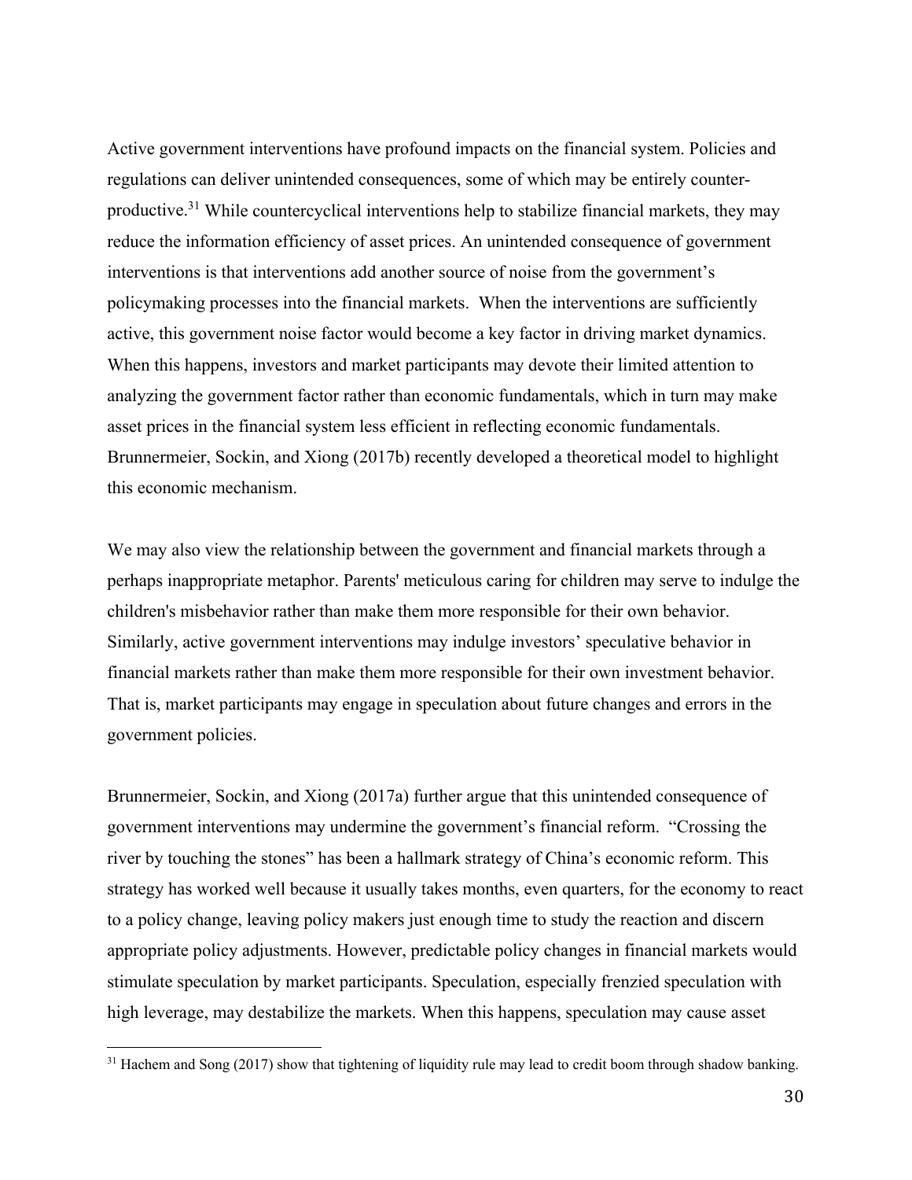Active government interventions have profound impacts on the financial system. Policies and regulations can deliver unintended consequences, some of which may be entirely counter-productive.[31] While countercyclical interventions help to stabilize financial markets, they may reduce the information efficiency of asset prices. An unintended consequence of government interventions is that interventions add another source of noise from the government's policymaking processes into the financial markets. When the interventions are sufficiently active, this government noise factor would become a key factor in driving market dynamics. When this happens, investors and market participants may devote their limited attention to analyzing the government factor rather than economic fundamentals, which in turn may make asset prices in the financial system less efficient in reflecting economic fundamentals. Brunnermeier, Sockin, and Xiong (2017b) recently developed a theoretical model to highlight this economic mechanism.

We may also view the relationship between the government and financial markets through a perhaps inappropriate metaphor. Parents' meticulous caring for children may serve to indulge the children's misbehavior rather than make them more responsible for their own behavior. Similarly, active government interventions may indulge investors' speculative behavior in financial markets rather than make them more responsible for their own investment behavior. That is, market participants may engage in speculation about future changes and errors in the government policies.

Brunnermeier, Sockin, and Xiong (2017a) further argue that this unintended consequence of government interventions may undermine the government's financial reform. "Crossing the river by touching the stones" has been a hallmark strategy of China's economic reform. This strategy has worked well because it usually takes months, even quarters, for the economy to react to a policy change, leaving policy makers just enough time to study the reaction and discern appropriate policy adjustments. However, predictable policy changes in financial markets would stimulate speculation by market participants. Speculation, especially frenzied speculation with high leverage, may destabilize the markets. When this happens, speculation may cause asset

[31] Hachem and Song (2017) show that tightening of liquidity rule may lead to credit boom through shadow banking.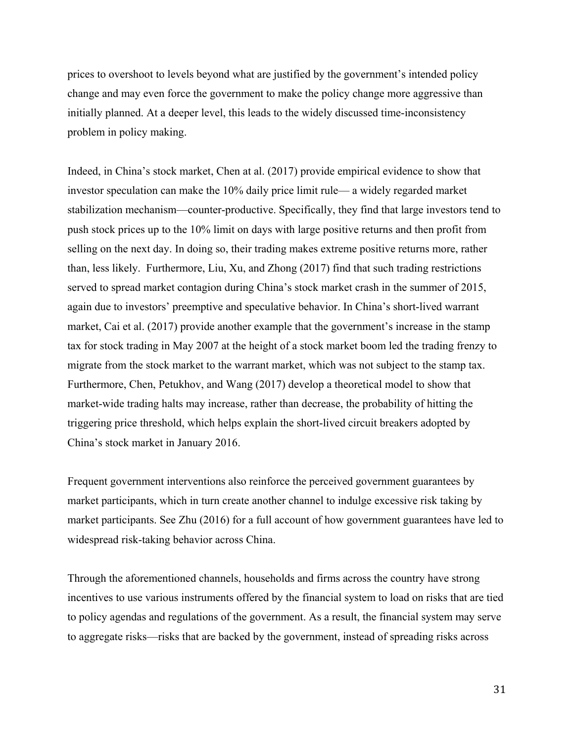prices to overshoot to levels beyond what are justified by the government's intended policy change and may even force the government to make the policy change more aggressive than initially planned. At a deeper level, this leads to the widely discussed time-inconsistency problem in policy making.

Indeed, in China's stock market, Chen at al. (2017) provide empirical evidence to show that investor speculation can make the 10% daily price limit rule— a widely regarded market stabilization mechanism—counter-productive. Specifically, they find that large investors tend to push stock prices up to the 10% limit on days with large positive returns and then profit from selling on the next day. In doing so, their trading makes extreme positive returns more, rather than, less likely. Furthermore, Liu, Xu, and Zhong (2017) find that such trading restrictions served to spread market contagion during China's stock market crash in the summer of 2015, again due to investors' preemptive and speculative behavior. In China's short-lived warrant market, Cai et al. (2017) provide another example that the government's increase in the stamp tax for stock trading in May 2007 at the height of a stock market boom led the trading frenzy to migrate from the stock market to the warrant market, which was not subject to the stamp tax. Furthermore, Chen, Petukhov, and Wang (2017) develop a theoretical model to show that market-wide trading halts may increase, rather than decrease, the probability of hitting the triggering price threshold, which helps explain the short-lived circuit breakers adopted by China's stock market in January 2016.

Frequent government interventions also reinforce the perceived government guarantees by market participants, which in turn create another channel to indulge excessive risk taking by market participants. See Zhu (2016) for a full account of how government guarantees have led to widespread risk-taking behavior across China.

Through the aforementioned channels, households and firms across the country have strong incentives to use various instruments offered by the financial system to load on risks that are tied to policy agendas and regulations of the government. As a result, the financial system may serve to aggregate risks—risks that are backed by the government, instead of spreading risks across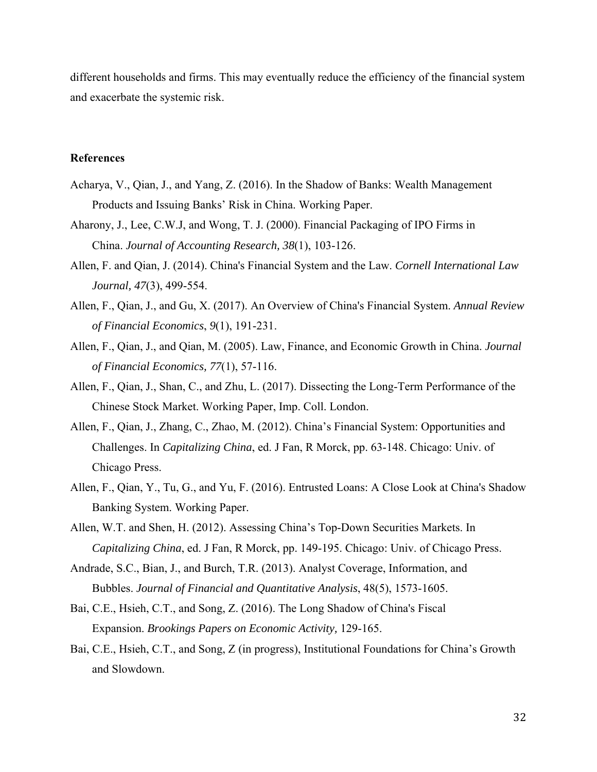different households and firms. This may eventually reduce the efficiency of the financial system and exacerbate the systemic risk.

**References**

Acharya, V., Qian, J., and Yang, Z. (2016). In the Shadow of Banks: Wealth Management Products and Issuing Banks' Risk in China. Working Paper.

Aharony, J., Lee, C.W.J, and Wong, T. J. (2000). Financial Packaging of IPO Firms in China. *Journal of Accounting Research, 38*(1), 103-126.

Allen, F. and Qian, J. (2014). China's Financial System and the Law. *Cornell International Law Journal, 47*(3), 499-554.

Allen, F., Qian, J., and Gu, X. (2017). An Overview of China's Financial System. *Annual Review of Financial Economics*, *9*(1), 191-231.

Allen, F., Qian, J., and Qian, M. (2005). Law, Finance, and Economic Growth in China. *Journal of Financial Economics, 77*(1), 57-116.

Allen, F., Qian, J., Shan, C., and Zhu, L. (2017). Dissecting the Long-Term Performance of the Chinese Stock Market. Working Paper, Imp. Coll. London.

Allen, F., Qian, J., Zhang, C., Zhao, M. (2012). China's Financial System: Opportunities and Challenges. In *Capitalizing China*, ed. J Fan, R Morck, pp. 63-148. Chicago: Univ. of Chicago Press.

Allen, F., Qian, Y., Tu, G., and Yu, F. (2016). Entrusted Loans: A Close Look at China's Shadow Banking System. Working Paper.

Allen, W.T. and Shen, H. (2012). Assessing China's Top-Down Securities Markets. In *Capitalizing China*, ed. J Fan, R Morck, pp. 149-195. Chicago: Univ. of Chicago Press.

Andrade, S.C., Bian, J., and Burch, T.R. (2013). Analyst Coverage, Information, and Bubbles. *Journal of Financial and Quantitative Analysis*, 48(5), 1573-1605.

Bai, C.E., Hsieh, C.T., and Song, Z. (2016). The Long Shadow of China's Fiscal Expansion. *Brookings Papers on Economic Activity,* 129-165.

Bai, C.E., Hsieh, C.T., and Song, Z (in progress), Institutional Foundations for China's Growth and Slowdown.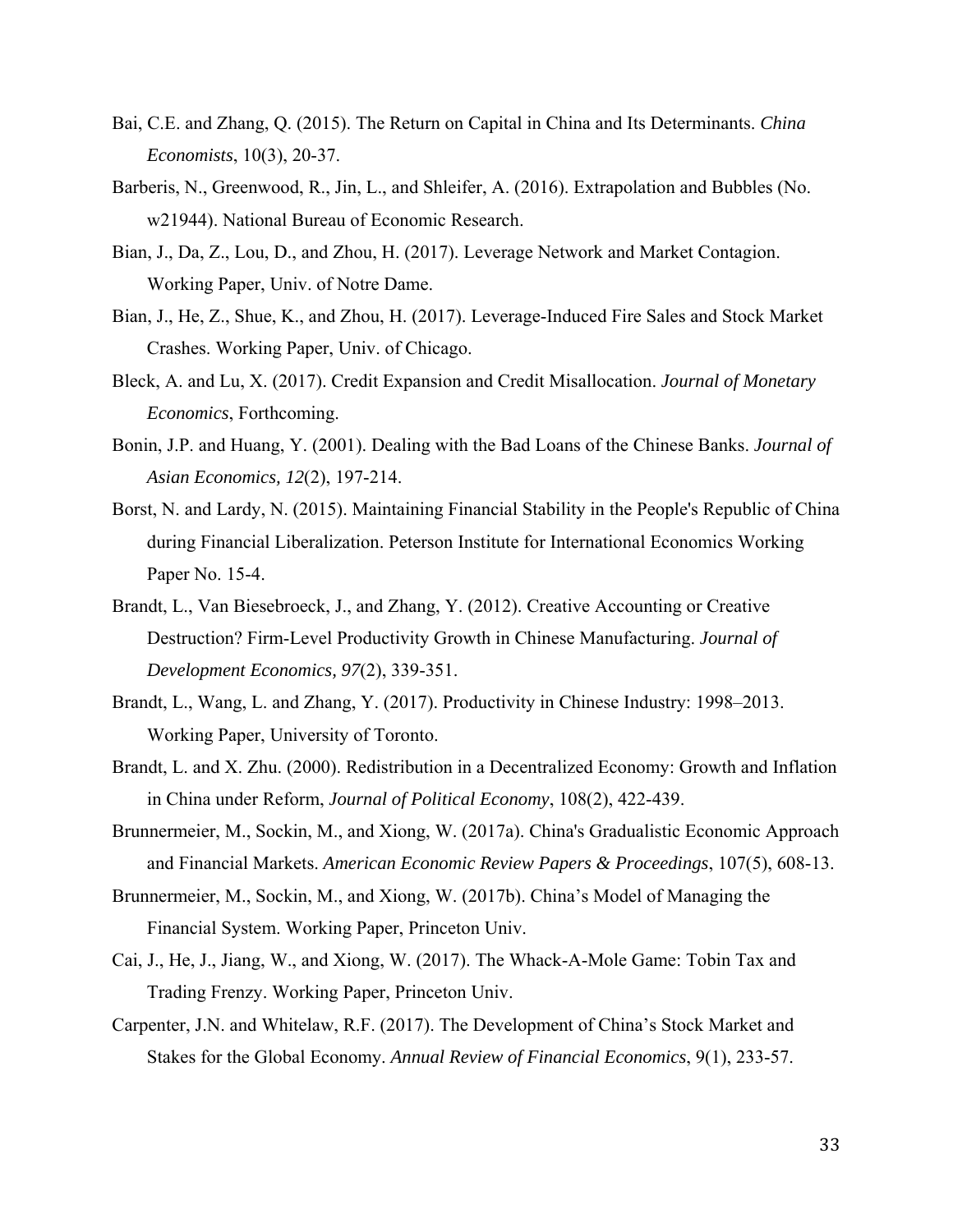Bai, C.E. and Zhang, Q. (2015). The Return on Capital in China and Its Determinants. *China Economists*, 10(3), 20-37.

Barberis, N., Greenwood, R., Jin, L., and Shleifer, A. (2016). Extrapolation and Bubbles (No. w21944). National Bureau of Economic Research.

Bian, J., Da, Z., Lou, D., and Zhou, H. (2017). Leverage Network and Market Contagion. Working Paper, Univ. of Notre Dame.

Bian, J., He, Z., Shue, K., and Zhou, H. (2017). Leverage-Induced Fire Sales and Stock Market Crashes. Working Paper, Univ. of Chicago.

Bleck, A. and Lu, X. (2017). Credit Expansion and Credit Misallocation. *Journal of Monetary Economics*, Forthcoming.

Bonin, J.P. and Huang, Y. (2001). Dealing with the Bad Loans of the Chinese Banks. *Journal of Asian Economics, 12*(2), 197-214.

Borst, N. and Lardy, N. (2015). Maintaining Financial Stability in the People's Republic of China during Financial Liberalization. Peterson Institute for International Economics Working Paper No. 15-4.

Brandt, L., Van Biesebroeck, J., and Zhang, Y. (2012). Creative Accounting or Creative Destruction? Firm-Level Productivity Growth in Chinese Manufacturing. *Journal of Development Economics, 97*(2), 339-351.

Brandt, L., Wang, L. and Zhang, Y. (2017). Productivity in Chinese Industry: 1998–2013. Working Paper, University of Toronto.

Brandt, L. and X. Zhu. (2000). Redistribution in a Decentralized Economy: Growth and Inflation in China under Reform, *Journal of Political Economy*, 108(2), 422-439.

Brunnermeier, M., Sockin, M., and Xiong, W. (2017a). China's Gradualistic Economic Approach and Financial Markets. *American Economic Review Papers & Proceedings*, 107(5), 608-13.

Brunnermeier, M., Sockin, M., and Xiong, W. (2017b). China's Model of Managing the Financial System. Working Paper, Princeton Univ.

Cai, J., He, J., Jiang, W., and Xiong, W. (2017). The Whack-A-Mole Game: Tobin Tax and Trading Frenzy. Working Paper, Princeton Univ.

Carpenter, J.N. and Whitelaw, R.F. (2017). The Development of China's Stock Market and Stakes for the Global Economy. *Annual Review of Financial Economics*, 9(1), 233-57.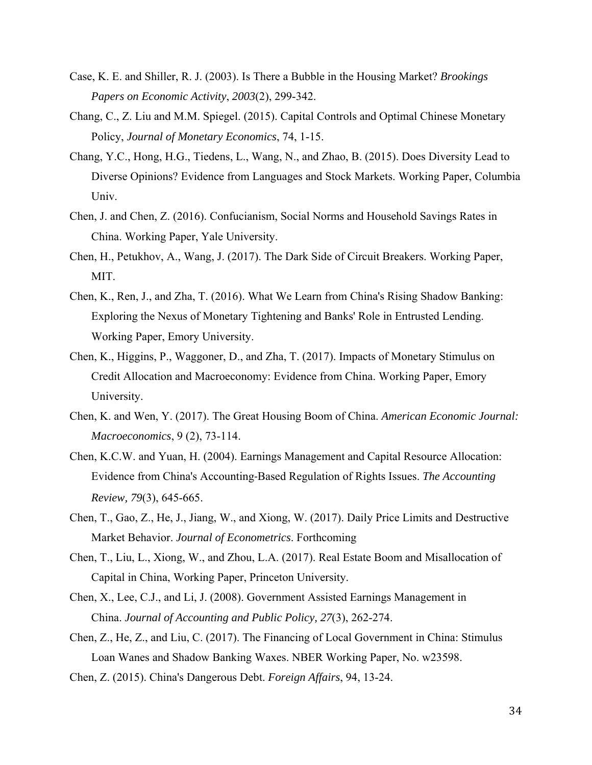Case, K. E. and Shiller, R. J. (2003). Is There a Bubble in the Housing Market? *Brookings Papers on Economic Activity*, *2003*(2), 299-342.

Chang, C., Z. Liu and M.M. Spiegel. (2015). Capital Controls and Optimal Chinese Monetary Policy, *Journal of Monetary Economics*, 74, 1-15.

Chang, Y.C., Hong, H.G., Tiedens, L., Wang, N., and Zhao, B. (2015). Does Diversity Lead to Diverse Opinions? Evidence from Languages and Stock Markets. Working Paper, Columbia Univ.

Chen, J. and Chen, Z. (2016). Confucianism, Social Norms and Household Savings Rates in China. Working Paper, Yale University.

Chen, H., Petukhov, A., Wang, J. (2017). The Dark Side of Circuit Breakers. Working Paper, MIT.

Chen, K., Ren, J., and Zha, T. (2016). What We Learn from China's Rising Shadow Banking: Exploring the Nexus of Monetary Tightening and Banks' Role in Entrusted Lending. Working Paper, Emory University.

Chen, K., Higgins, P., Waggoner, D., and Zha, T. (2017). Impacts of Monetary Stimulus on Credit Allocation and Macroeconomy: Evidence from China. Working Paper, Emory University.

Chen, K. and Wen, Y. (2017). The Great Housing Boom of China. *American Economic Journal: Macroeconomics*, 9 (2), 73-114.

Chen, K.C.W. and Yuan, H. (2004). Earnings Management and Capital Resource Allocation: Evidence from China's Accounting-Based Regulation of Rights Issues. *The Accounting Review, 79*(3), 645-665.

Chen, T., Gao, Z., He, J., Jiang, W., and Xiong, W. (2017). Daily Price Limits and Destructive Market Behavior. *Journal of Econometrics*. Forthcoming

Chen, T., Liu, L., Xiong, W., and Zhou, L.A. (2017). Real Estate Boom and Misallocation of Capital in China, Working Paper, Princeton University.

Chen, X., Lee, C.J., and Li, J. (2008). Government Assisted Earnings Management in China. *Journal of Accounting and Public Policy, 27*(3), 262-274.

Chen, Z., He, Z., and Liu, C. (2017). The Financing of Local Government in China: Stimulus Loan Wanes and Shadow Banking Waxes. NBER Working Paper, No. w23598.

Chen, Z. (2015). China's Dangerous Debt. *Foreign Affairs*, 94, 13-24.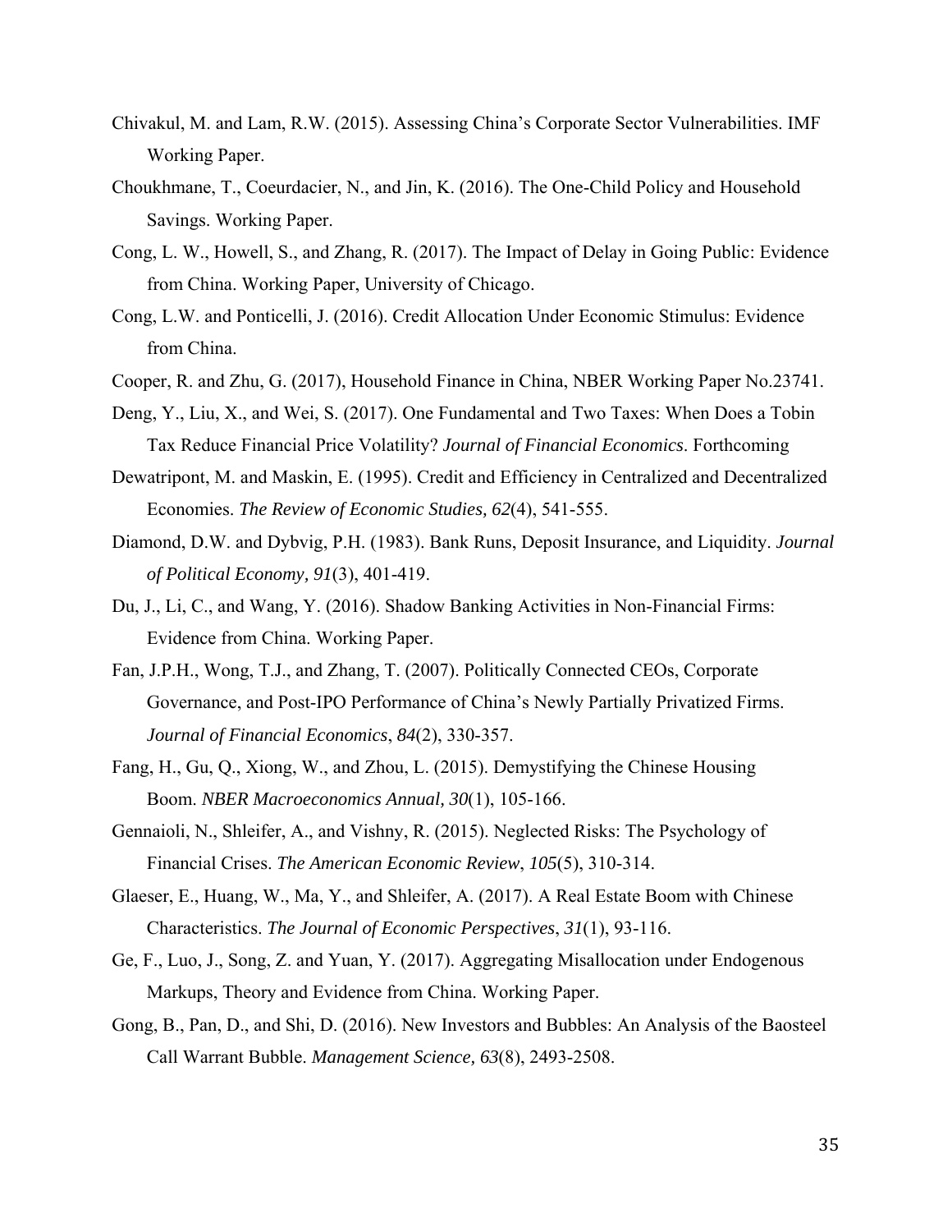Chivakul, M. and Lam, R.W. (2015). Assessing China's Corporate Sector Vulnerabilities. IMF Working Paper.

Choukhmane, T., Coeurdacier, N., and Jin, K. (2016). The One-Child Policy and Household Savings. Working Paper.

Cong, L. W., Howell, S., and Zhang, R. (2017). The Impact of Delay in Going Public: Evidence from China. Working Paper, University of Chicago.

Cong, L.W. and Ponticelli, J. (2016). Credit Allocation Under Economic Stimulus: Evidence from China.

Cooper, R. and Zhu, G. (2017), Household Finance in China, NBER Working Paper No.23741.

Deng, Y., Liu, X., and Wei, S. (2017). One Fundamental and Two Taxes: When Does a Tobin Tax Reduce Financial Price Volatility? *Journal of Financial Economics*. Forthcoming

Dewatripont, M. and Maskin, E. (1995). Credit and Efficiency in Centralized and Decentralized Economies. *The Review of Economic Studies, 62*(4), 541-555.

Diamond, D.W. and Dybvig, P.H. (1983). Bank Runs, Deposit Insurance, and Liquidity. *Journal of Political Economy, 91*(3), 401-419.

Du, J., Li, C., and Wang, Y. (2016). Shadow Banking Activities in Non-Financial Firms: Evidence from China. Working Paper.

Fan, J.P.H., Wong, T.J., and Zhang, T. (2007). Politically Connected CEOs, Corporate Governance, and Post-IPO Performance of China's Newly Partially Privatized Firms. *Journal of Financial Economics*, *84*(2), 330-357.

Fang, H., Gu, Q., Xiong, W., and Zhou, L. (2015). Demystifying the Chinese Housing Boom. *NBER Macroeconomics Annual, 30*(1), 105-166.

Gennaioli, N., Shleifer, A., and Vishny, R. (2015). Neglected Risks: The Psychology of Financial Crises. *The American Economic Review*, *105*(5), 310-314.

Glaeser, E., Huang, W., Ma, Y., and Shleifer, A. (2017). A Real Estate Boom with Chinese Characteristics. *The Journal of Economic Perspectives*, *31*(1), 93-116.

Ge, F., Luo, J., Song, Z. and Yuan, Y. (2017). Aggregating Misallocation under Endogenous Markups, Theory and Evidence from China. Working Paper.

Gong, B., Pan, D., and Shi, D. (2016). New Investors and Bubbles: An Analysis of the Baosteel Call Warrant Bubble. *Management Science, 63*(8), 2493-2508.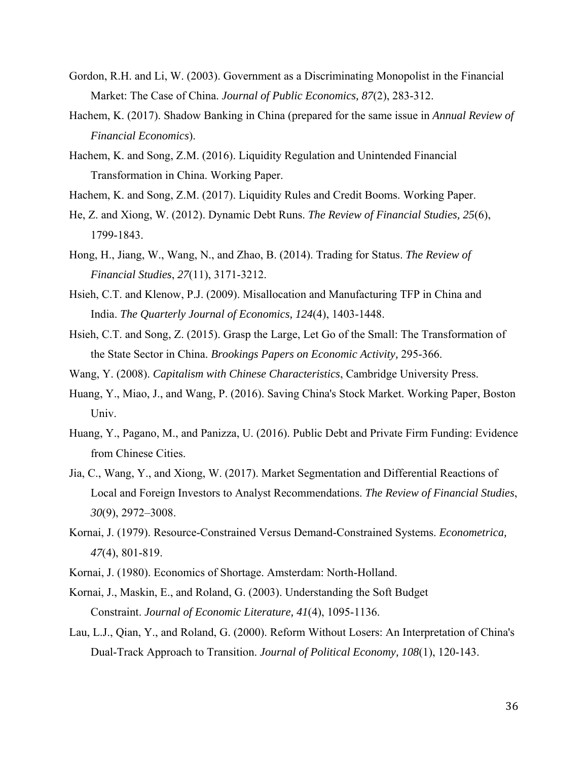Gordon, R.H. and Li, W. (2003). Government as a Discriminating Monopolist in the Financial Market: The Case of China. *Journal of Public Economics, 87*(2), 283-312.

Hachem, K. (2017). Shadow Banking in China (prepared for the same issue in *Annual Review of Financial Economics*).

Hachem, K. and Song, Z.M. (2016). Liquidity Regulation and Unintended Financial Transformation in China. Working Paper.

Hachem, K. and Song, Z.M. (2017). Liquidity Rules and Credit Booms. Working Paper.

He, Z. and Xiong, W. (2012). Dynamic Debt Runs. *The Review of Financial Studies, 25*(6), 1799-1843.

Hong, H., Jiang, W., Wang, N., and Zhao, B. (2014). Trading for Status. *The Review of Financial Studies*, *27*(11), 3171-3212.

Hsieh, C.T. and Klenow, P.J. (2009). Misallocation and Manufacturing TFP in China and India. *The Quarterly Journal of Economics, 124*(4), 1403-1448.

Hsieh, C.T. and Song, Z. (2015). Grasp the Large, Let Go of the Small: The Transformation of the State Sector in China. *Brookings Papers on Economic Activity,* 295-366.

Wang, Y. (2008). *Capitalism with Chinese Characteristics*, Cambridge University Press.

Huang, Y., Miao, J., and Wang, P. (2016). Saving China's Stock Market. Working Paper, Boston Univ.

Huang, Y., Pagano, M., and Panizza, U. (2016). Public Debt and Private Firm Funding: Evidence from Chinese Cities.

Jia, C., Wang, Y., and Xiong, W. (2017). Market Segmentation and Differential Reactions of Local and Foreign Investors to Analyst Recommendations. *The Review of Financial Studies*, *30*(9), 2972–3008.

Kornai, J. (1979). Resource-Constrained Versus Demand-Constrained Systems. *Econometrica, 47*(4), 801-819.

Kornai, J. (1980). Economics of Shortage. Amsterdam: North-Holland.

Kornai, J., Maskin, E., and Roland, G. (2003). Understanding the Soft Budget Constraint. *Journal of Economic Literature, 41*(4), 1095-1136.

Lau, L.J., Qian, Y., and Roland, G. (2000). Reform Without Losers: An Interpretation of China's Dual-Track Approach to Transition. *Journal of Political Economy, 108*(1), 120-143.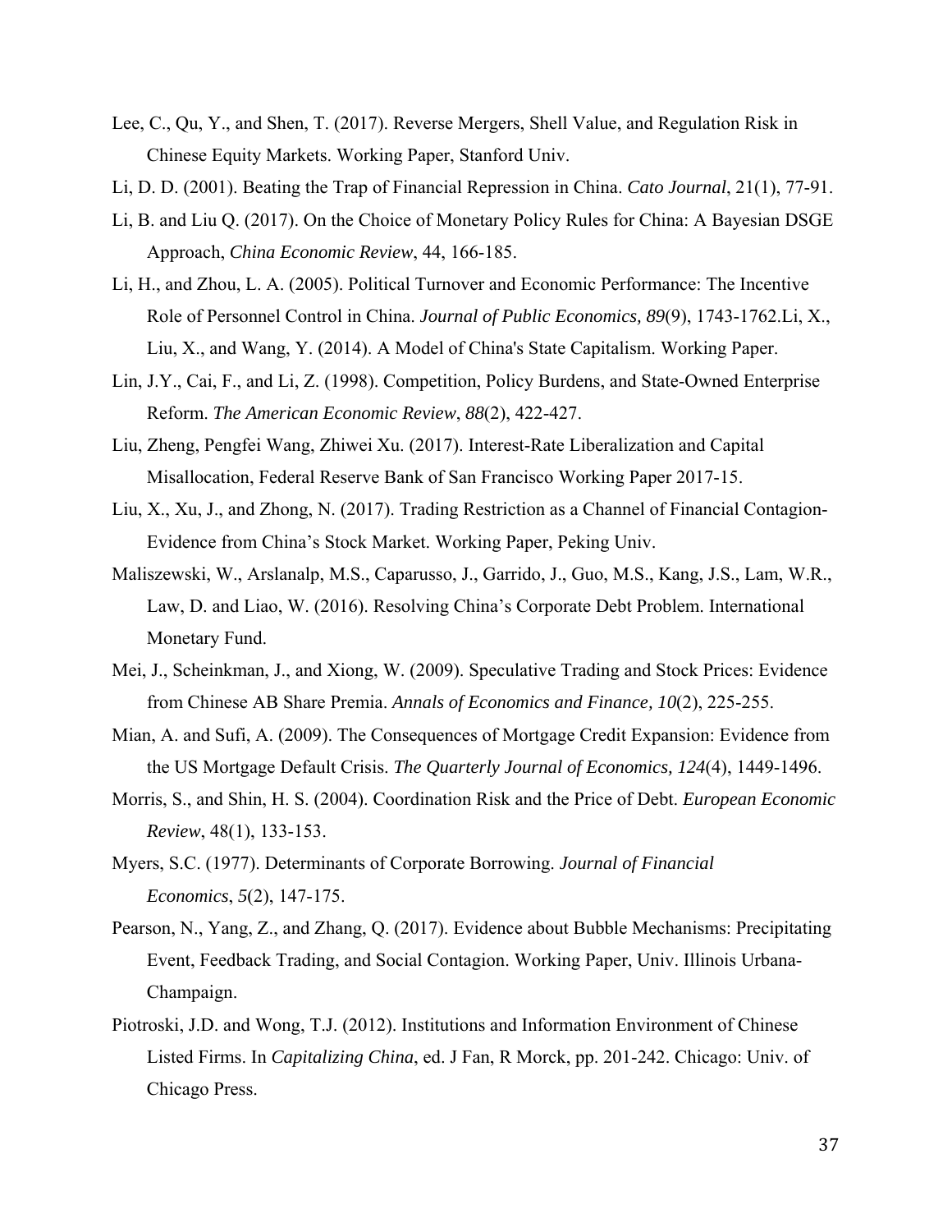Lee, C., Qu, Y., and Shen, T. (2017). Reverse Mergers, Shell Value, and Regulation Risk in Chinese Equity Markets. Working Paper, Stanford Univ.

Li, D. D. (2001). Beating the Trap of Financial Repression in China. *Cato Journal*, 21(1), 77-91.

Li, B. and Liu Q. (2017). On the Choice of Monetary Policy Rules for China: A Bayesian DSGE Approach, *China Economic Review*, 44, 166-185.

Li, H., and Zhou, L. A. (2005). Political Turnover and Economic Performance: The Incentive Role of Personnel Control in China. *Journal of Public Economics, 89*(9), 1743-1762.Li, X., Liu, X., and Wang, Y. (2014). A Model of China's State Capitalism. Working Paper.

Lin, J.Y., Cai, F., and Li, Z. (1998). Competition, Policy Burdens, and State-Owned Enterprise Reform. *The American Economic Review*, *88*(2), 422-427.

Liu, Zheng, Pengfei Wang, Zhiwei Xu. (2017). Interest-Rate Liberalization and Capital Misallocation, Federal Reserve Bank of San Francisco Working Paper 2017-15.

Liu, X., Xu, J., and Zhong, N. (2017). Trading Restriction as a Channel of Financial Contagion-Evidence from China's Stock Market. Working Paper, Peking Univ.

Maliszewski, W., Arslanalp, M.S., Caparusso, J., Garrido, J., Guo, M.S., Kang, J.S., Lam, W.R., Law, D. and Liao, W. (2016). Resolving China's Corporate Debt Problem. International Monetary Fund.

Mei, J., Scheinkman, J., and Xiong, W. (2009). Speculative Trading and Stock Prices: Evidence from Chinese AB Share Premia. *Annals of Economics and Finance, 10*(2), 225-255.

Mian, A. and Sufi, A. (2009). The Consequences of Mortgage Credit Expansion: Evidence from the US Mortgage Default Crisis. *The Quarterly Journal of Economics, 124*(4), 1449-1496.

Morris, S., and Shin, H. S. (2004). Coordination Risk and the Price of Debt. *European Economic Review*, 48(1), 133-153.

Myers, S.C. (1977). Determinants of Corporate Borrowing. *Journal of Financial Economics*, *5*(2), 147-175.

Pearson, N., Yang, Z., and Zhang, Q. (2017). Evidence about Bubble Mechanisms: Precipitating Event, Feedback Trading, and Social Contagion. Working Paper, Univ. Illinois Urbana-Champaign.

Piotroski, J.D. and Wong, T.J. (2012). Institutions and Information Environment of Chinese Listed Firms. In *Capitalizing China*, ed. J Fan, R Morck, pp. 201-242. Chicago: Univ. of Chicago Press.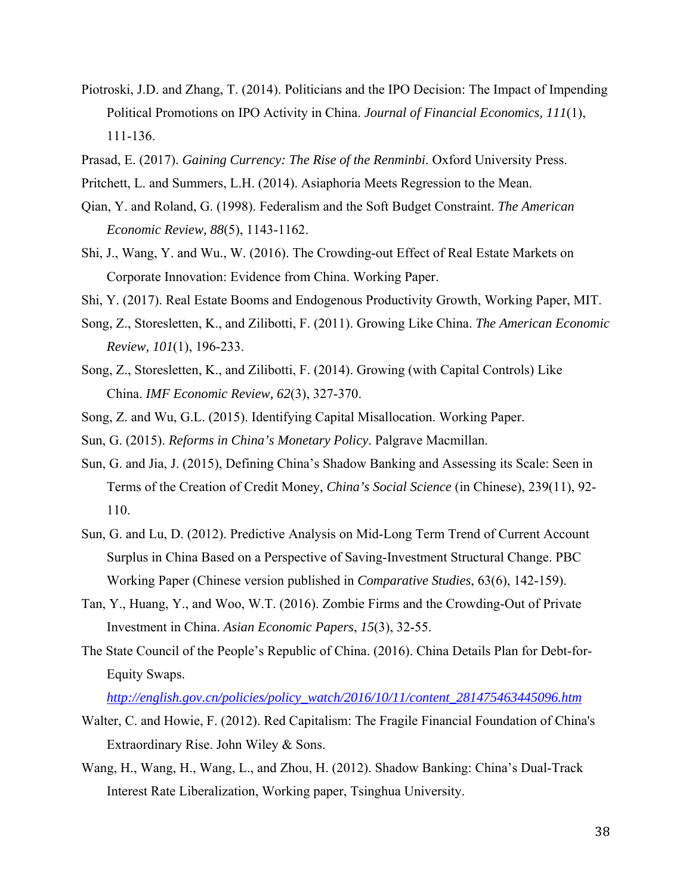Piotroski, J.D. and Zhang, T. (2014). Politicians and the IPO Decision: The Impact of Impending Political Promotions on IPO Activity in China. *Journal of Financial Economics, 111*(1), 111-136.

Prasad, E. (2017). *Gaining Currency: The Rise of the Renminbi*. Oxford University Press.

Pritchett, L. and Summers, L.H. (2014). Asiaphoria Meets Regression to the Mean.

Qian, Y. and Roland, G. (1998). Federalism and the Soft Budget Constraint. *The American Economic Review, 88*(5), 1143-1162.

Shi, J., Wang, Y. and Wu., W. (2016). The Crowding-out Effect of Real Estate Markets on Corporate Innovation: Evidence from China. Working Paper.

Shi, Y. (2017). Real Estate Booms and Endogenous Productivity Growth, Working Paper, MIT.

Song, Z., Storesletten, K., and Zilibotti, F. (2011). Growing Like China. *The American Economic Review, 101*(1), 196-233.

Song, Z., Storesletten, K., and Zilibotti, F. (2014). Growing (with Capital Controls) Like China. *IMF Economic Review, 62*(3), 327-370.

Song, Z. and Wu, G.L. (2015). Identifying Capital Misallocation. Working Paper.

Sun, G. (2015). *Reforms in China's Monetary Policy*. Palgrave Macmillan.

Sun, G. and Jia, J. (2015), Defining China's Shadow Banking and Assessing its Scale: Seen in Terms of the Creation of Credit Money, *China's Social Science* (in Chinese), 239(11), 92-110.

Sun, G. and Lu, D. (2012). Predictive Analysis on Mid-Long Term Trend of Current Account Surplus in China Based on a Perspective of Saving-Investment Structural Change. PBC Working Paper (Chinese version published in *Comparative Studies*, 63(6), 142-159).

Tan, Y., Huang, Y., and Woo, W.T. (2016). Zombie Firms and the Crowding-Out of Private Investment in China. *Asian Economic Papers*, *15*(3), 32-55.

The State Council of the People's Republic of China. (2016). China Details Plan for Debt-for-Equity Swaps. *http://english.gov.cn/policies/policy_watch/2016/10/11/content_281475463445096.htm*

Walter, C. and Howie, F. (2012). Red Capitalism: The Fragile Financial Foundation of China's Extraordinary Rise. John Wiley & Sons.

Wang, H., Wang, H., Wang, L., and Zhou, H. (2012). Shadow Banking: China's Dual-Track Interest Rate Liberalization, Working paper, Tsinghua University.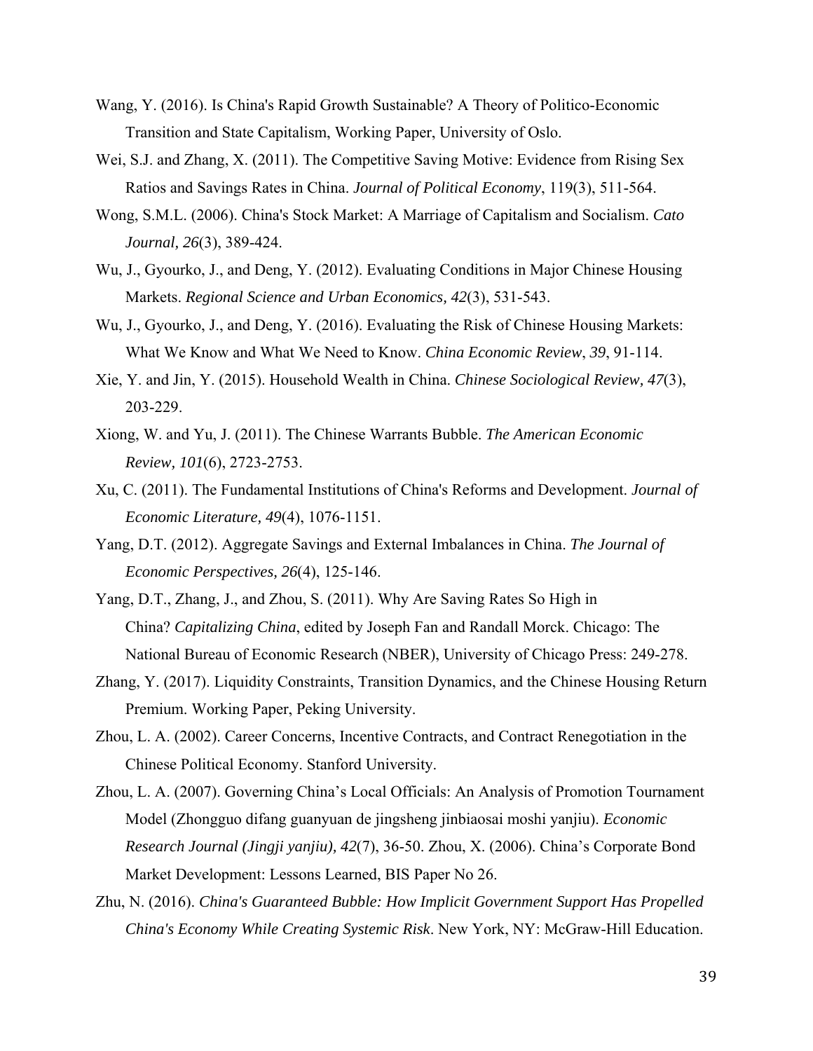Wang, Y. (2016). Is China's Rapid Growth Sustainable? A Theory of Politico-Economic Transition and State Capitalism, Working Paper, University of Oslo.

Wei, S.J. and Zhang, X. (2011). The Competitive Saving Motive: Evidence from Rising Sex Ratios and Savings Rates in China. *Journal of Political Economy*, 119(3), 511-564.

Wong, S.M.L. (2006). China's Stock Market: A Marriage of Capitalism and Socialism. *Cato Journal, 26*(3), 389-424.

Wu, J., Gyourko, J., and Deng, Y. (2012). Evaluating Conditions in Major Chinese Housing Markets. *Regional Science and Urban Economics, 42*(3), 531-543.

Wu, J., Gyourko, J., and Deng, Y. (2016). Evaluating the Risk of Chinese Housing Markets: What We Know and What We Need to Know. *China Economic Review*, *39*, 91-114.

Xie, Y. and Jin, Y. (2015). Household Wealth in China. *Chinese Sociological Review, 47*(3), 203-229.

Xiong, W. and Yu, J. (2011). The Chinese Warrants Bubble. *The American Economic Review, 101*(6), 2723-2753.

Xu, C. (2011). The Fundamental Institutions of China's Reforms and Development. *Journal of Economic Literature, 49*(4), 1076-1151.

Yang, D.T. (2012). Aggregate Savings and External Imbalances in China. *The Journal of Economic Perspectives, 26*(4), 125-146.

Yang, D.T., Zhang, J., and Zhou, S. (2011). Why Are Saving Rates So High in China? *Capitalizing China*, edited by Joseph Fan and Randall Morck. Chicago: The National Bureau of Economic Research (NBER), University of Chicago Press: 249-278.

Zhang, Y. (2017). Liquidity Constraints, Transition Dynamics, and the Chinese Housing Return Premium. Working Paper, Peking University.

Zhou, L. A. (2002). Career Concerns, Incentive Contracts, and Contract Renegotiation in the Chinese Political Economy. Stanford University.

Zhou, L. A. (2007). Governing China's Local Officials: An Analysis of Promotion Tournament Model (Zhongguo difang guanyuan de jingsheng jinbiaosai moshi yanjiu). *Economic Research Journal (Jingji yanjiu), 42*(7), 36-50. Zhou, X. (2006). China's Corporate Bond Market Development: Lessons Learned, BIS Paper No 26.

Zhu, N. (2016). *China's Guaranteed Bubble: How Implicit Government Support Has Propelled China's Economy While Creating Systemic Risk*. New York, NY: McGraw-Hill Education.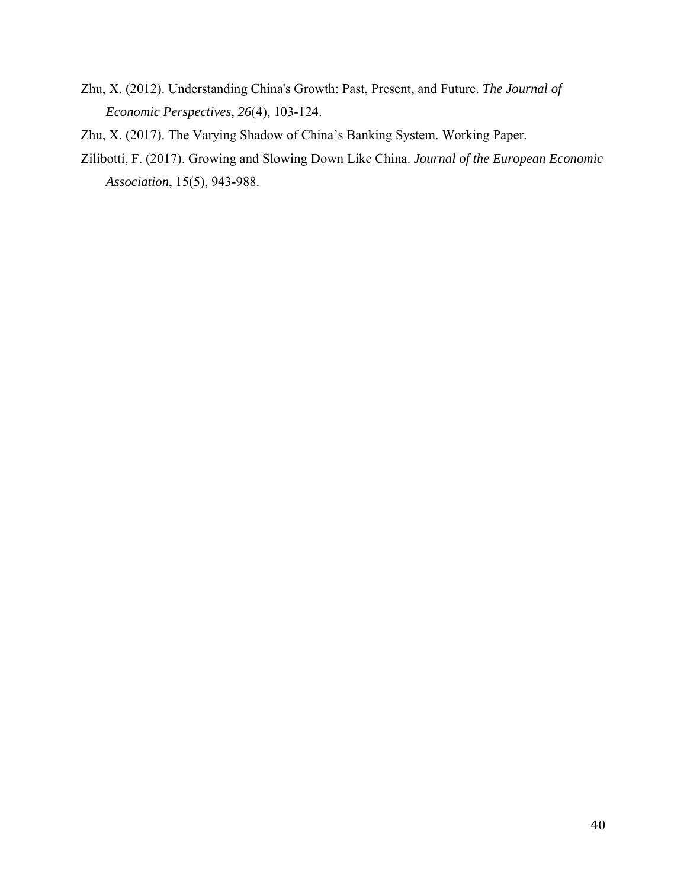Zhu, X. (2012). Understanding China's Growth: Past, Present, and Future. *The Journal of Economic Perspectives, 26*(4), 103-124.

Zhu, X. (2017). The Varying Shadow of China's Banking System. Working Paper.

Zilibotti, F. (2017). Growing and Slowing Down Like China. *Journal of the European Economic Association*, 15(5), 943-988.